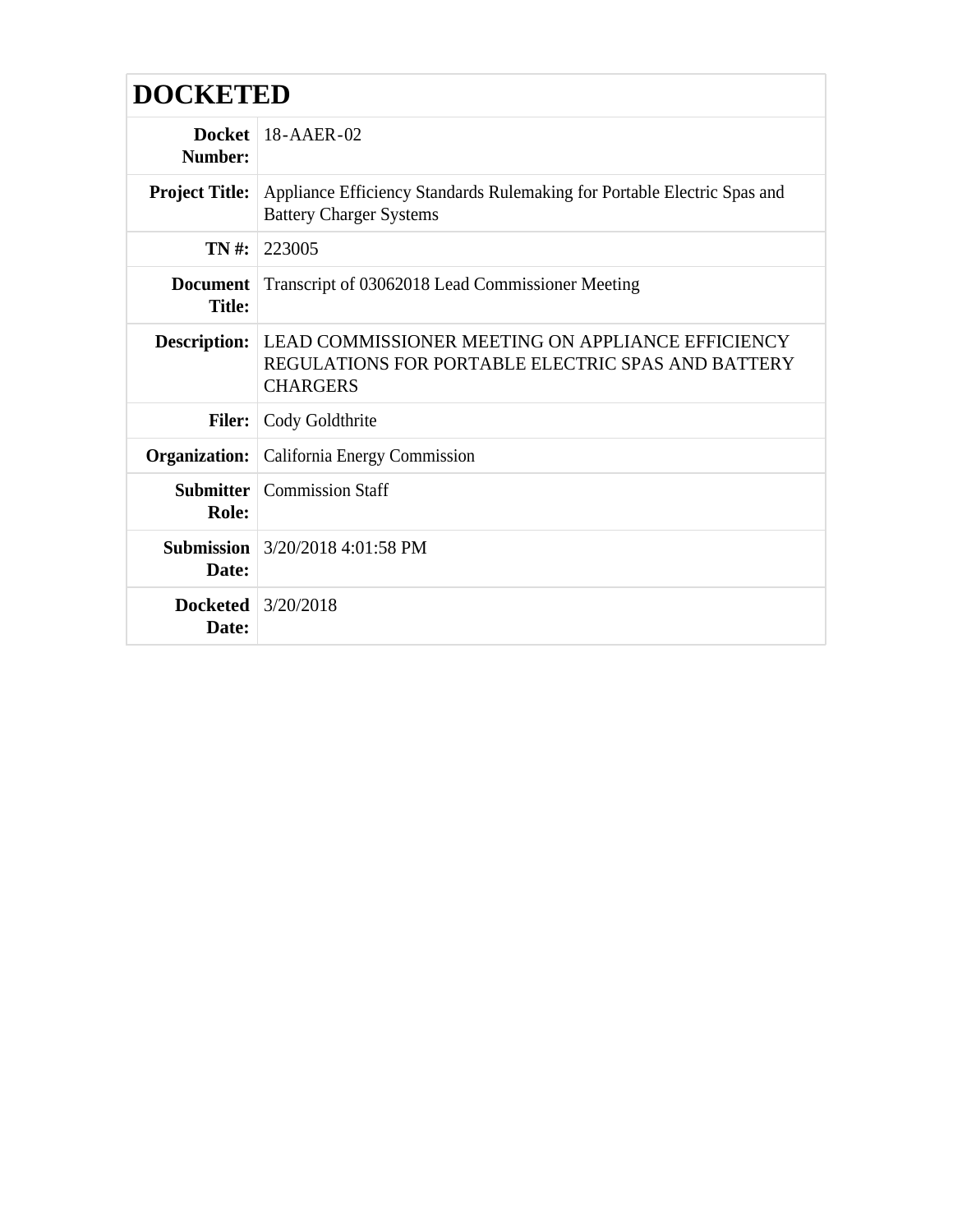# DOCKETED

| | |
|---|---|
| **Docket Number:** | 18-AAER-02 |
| **Project Title:** | Appliance Efficiency Standards Rulemaking for Portable Electric Spas and Battery Charger Systems |
| **TN #:** | 223005 |
| **Document Title:** | Transcript of 03062018 Lead Commissioner Meeting |
| **Description:** | LEAD COMMISSIONER MEETING ON APPLIANCE EFFICIENCY REGULATIONS FOR PORTABLE ELECTRIC SPAS AND BATTERY CHARGERS |
| **Filer:** | Cody Goldthrite |
| **Organization:** | California Energy Commission |
| **Submitter Role:** | Commission Staff |
| **Submission Date:** | 3/20/2018 4:01:58 PM |
| **Docketed Date:** | 3/20/2018 |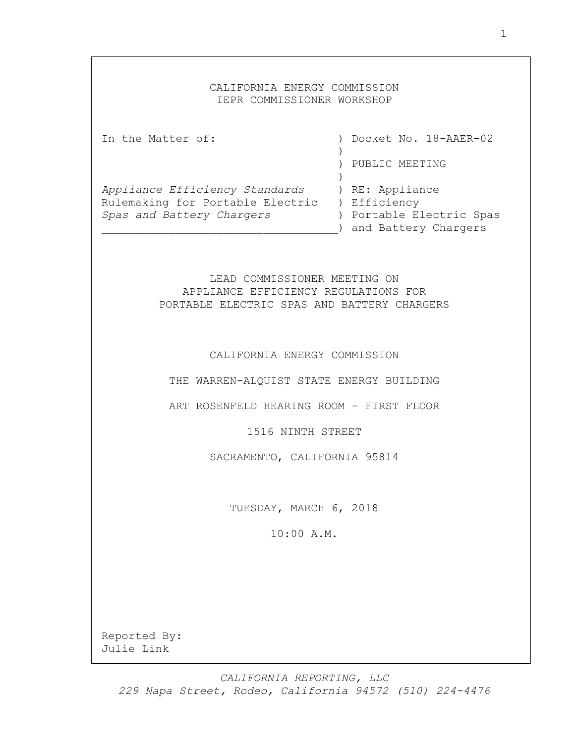CALIFORNIA ENERGY COMMISSION
IEPR COMMISSIONER WORKSHOP

| In the Matter of: | Docket No. 18-AAER-02 |
| --- | --- |
| | PUBLIC MEETING |
| *Appliance Efficiency Standards* Rulemaking for Portable Electric *Spas and Battery Chargers* | RE: Appliance Efficiency Portable Electric Spas and Battery Chargers |

LEAD COMMISSIONER MEETING ON
APPLIANCE EFFICIENCY REGULATIONS FOR
PORTABLE ELECTRIC SPAS AND BATTERY CHARGERS

CALIFORNIA ENERGY COMMISSION

THE WARREN-ALQUIST STATE ENERGY BUILDING

ART ROSENFELD HEARING ROOM - FIRST FLOOR

1516 NINTH STREET

SACRAMENTO, CALIFORNIA 95814

TUESDAY, MARCH 6, 2018

10:00 A.M.

Reported By:
Julie Link

*CALIFORNIA REPORTING, LLC*
*229 Napa Street, Rodeo, California 94572 (510) 224-4476*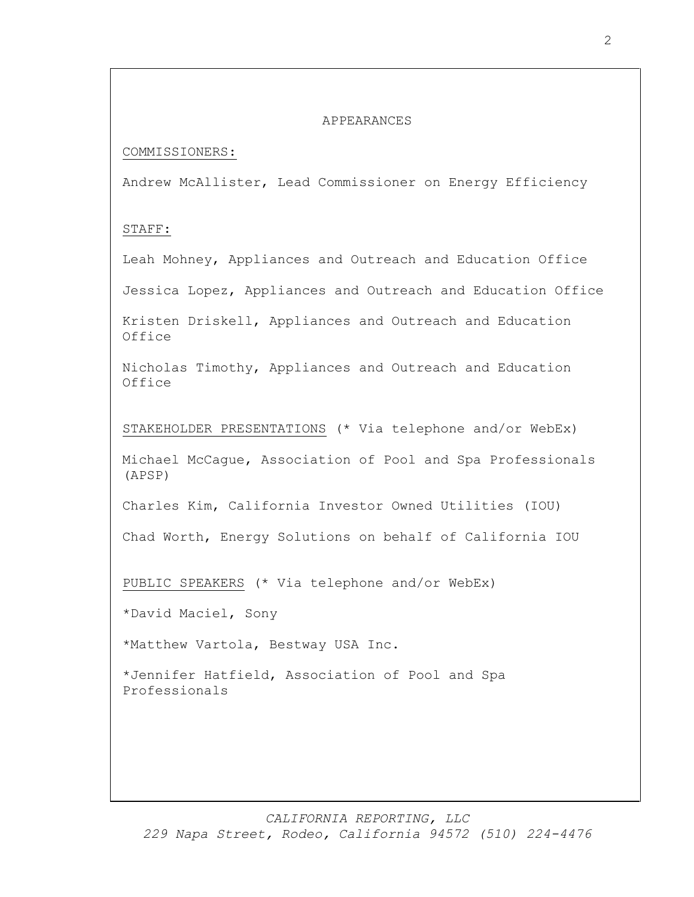# APPEARANCES

COMMISSIONERS:

Andrew McAllister, Lead Commissioner on Energy Efficiency

STAFF:

Leah Mohney, Appliances and Outreach and Education Office

Jessica Lopez, Appliances and Outreach and Education Office

Kristen Driskell, Appliances and Outreach and Education Office

Nicholas Timothy, Appliances and Outreach and Education Office

STAKEHOLDER PRESENTATIONS (* Via telephone and/or WebEx)

Michael McCague, Association of Pool and Spa Professionals (APSP)

Charles Kim, California Investor Owned Utilities (IOU)

Chad Worth, Energy Solutions on behalf of California IOU

PUBLIC SPEAKERS (* Via telephone and/or WebEx)

*David Maciel, Sony

*Matthew Vartola, Bestway USA Inc.

*Jennifer Hatfield, Association of Pool and Spa Professionals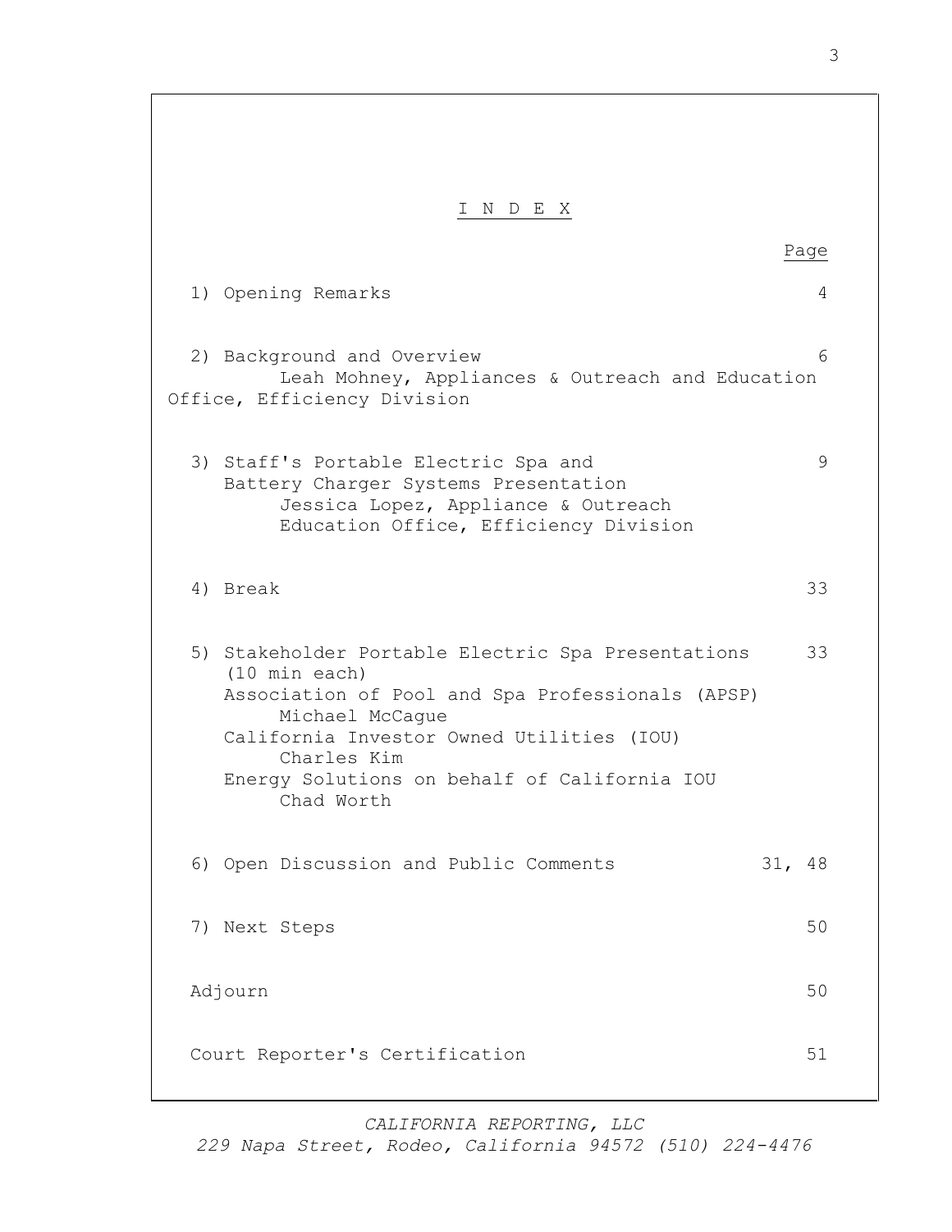# I N D E X

| | Page |
|---|---|
| 1) Opening Remarks | 4 |
| 2) Background and Overview<br>Leah Mohney, Appliances & Outreach and Education Office, Efficiency Division | 6 |
| 3) Staff's Portable Electric Spa and Battery Charger Systems Presentation<br>Jessica Lopez, Appliance & Outreach Education Office, Efficiency Division | 9 |
| 4) Break | 33 |
| 5) Stakeholder Portable Electric Spa Presentations (10 min each)<br>Association of Pool and Spa Professionals (APSP)<br>Michael McCague<br>California Investor Owned Utilities (IOU)<br>Charles Kim<br>Energy Solutions on behalf of California IOU<br>Chad Worth | 33 |
| 6) Open Discussion and Public Comments | 31, 48 |
| 7) Next Steps | 50 |
| Adjourn | 50 |
| Court Reporter's Certification | 51 |

*CALIFORNIA REPORTING, LLC*
*229 Napa Street, Rodeo, California 94572 (510) 224-4476*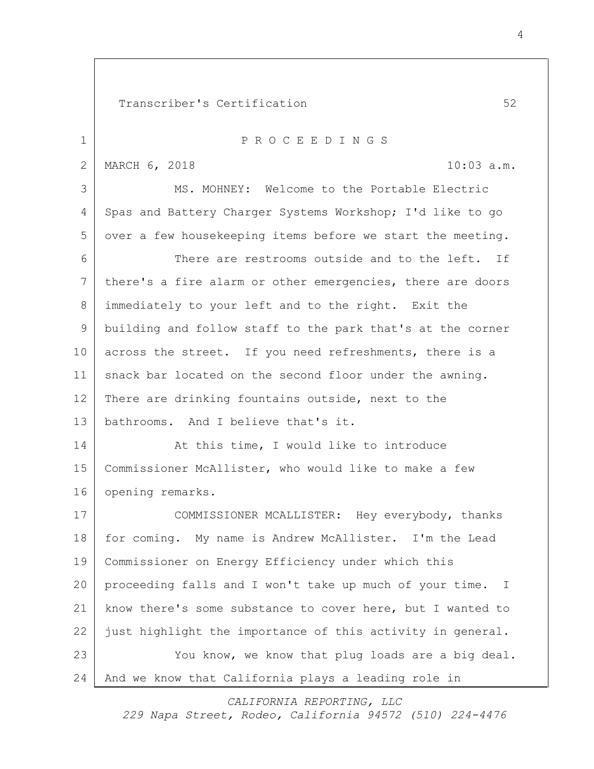Transcriber's Certification 52

P R O C E E D I N G S

MARCH 6, 2018 10:03 a.m.

MS. MOHNEY: Welcome to the Portable Electric Spas and Battery Charger Systems Workshop; I'd like to go over a few housekeeping items before we start the meeting.

There are restrooms outside and to the left. If there's a fire alarm or other emergencies, there are doors immediately to your left and to the right. Exit the building and follow staff to the park that's at the corner across the street. If you need refreshments, there is a snack bar located on the second floor under the awning. There are drinking fountains outside, next to the bathrooms. And I believe that's it.

At this time, I would like to introduce Commissioner McAllister, who would like to make a few opening remarks.

COMMISSIONER MCALLISTER: Hey everybody, thanks for coming. My name is Andrew McAllister. I'm the Lead Commissioner on Energy Efficiency under which this proceeding falls and I won't take up much of your time. I know there's some substance to cover here, but I wanted to just highlight the importance of this activity in general.

You know, we know that plug loads are a big deal. And we know that California plays a leading role in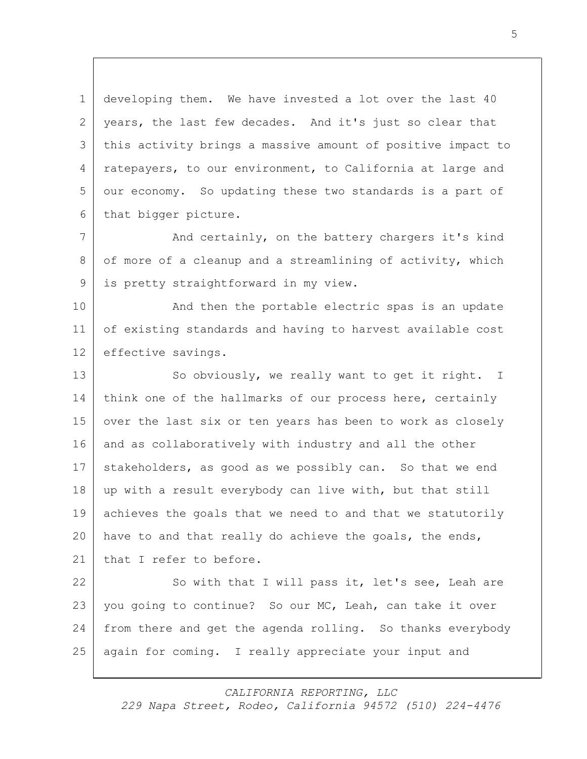developing them. We have invested a lot over the last 40 years, the last few decades. And it's just so clear that this activity brings a massive amount of positive impact to ratepayers, to our environment, to California at large and our economy. So updating these two standards is a part of that bigger picture.

And certainly, on the battery chargers it's kind of more of a cleanup and a streamlining of activity, which is pretty straightforward in my view.

And then the portable electric spas is an update of existing standards and having to harvest available cost effective savings.

So obviously, we really want to get it right. I think one of the hallmarks of our process here, certainly over the last six or ten years has been to work as closely and as collaboratively with industry and all the other stakeholders, as good as we possibly can. So that we end up with a result everybody can live with, but that still achieves the goals that we need to and that we statutorily have to and that really do achieve the goals, the ends, that I refer to before.

So with that I will pass it, let's see, Leah are you going to continue? So our MC, Leah, can take it over from there and get the agenda rolling. So thanks everybody again for coming. I really appreciate your input and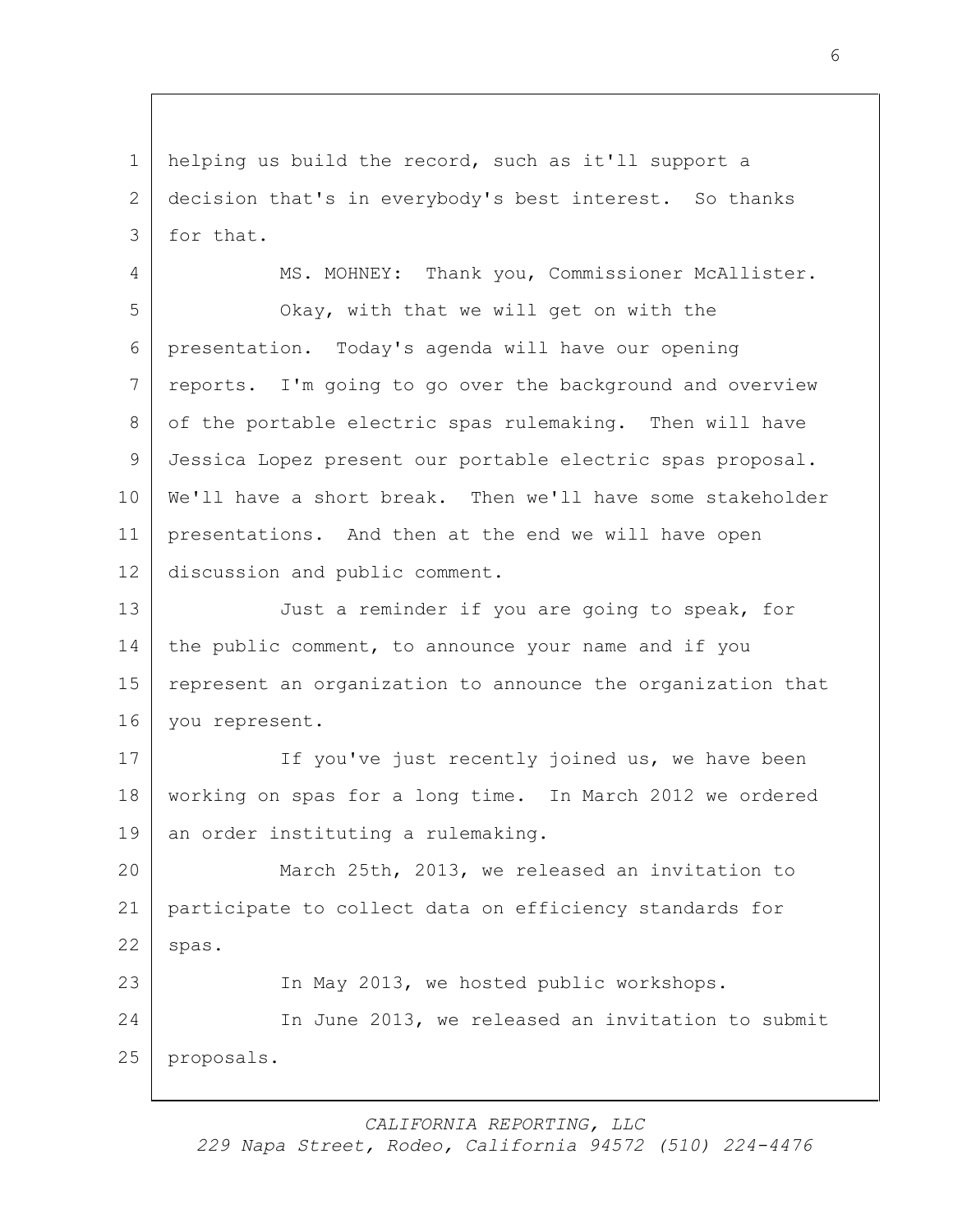helping us build the record, such as it'll support a decision that's in everybody's best interest. So thanks for that.

MS. MOHNEY: Thank you, Commissioner McAllister.

Okay, with that we will get on with the presentation. Today's agenda will have our opening reports. I'm going to go over the background and overview of the portable electric spas rulemaking. Then will have Jessica Lopez present our portable electric spas proposal. We'll have a short break. Then we'll have some stakeholder presentations. And then at the end we will have open discussion and public comment.

Just a reminder if you are going to speak, for the public comment, to announce your name and if you represent an organization to announce the organization that you represent.

If you've just recently joined us, we have been working on spas for a long time. In March 2012 we ordered an order instituting a rulemaking.

March 25th, 2013, we released an invitation to participate to collect data on efficiency standards for spas.

In May 2013, we hosted public workshops.

In June 2013, we released an invitation to submit proposals.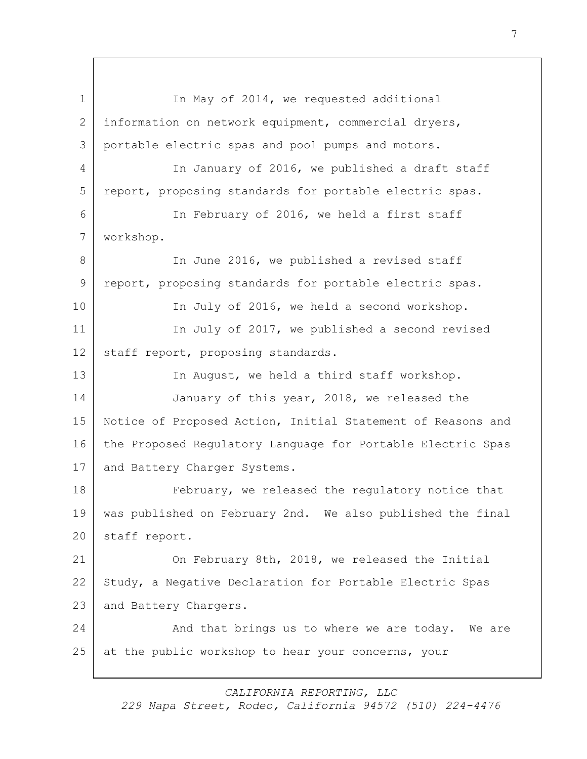In May of 2014, we requested additional information on network equipment, commercial dryers, portable electric spas and pool pumps and motors.

In January of 2016, we published a draft staff report, proposing standards for portable electric spas.

In February of 2016, we held a first staff workshop.

In June 2016, we published a revised staff report, proposing standards for portable electric spas.

In July of 2016, we held a second workshop.

In July of 2017, we published a second revised staff report, proposing standards.

In August, we held a third staff workshop.

January of this year, 2018, we released the Notice of Proposed Action, Initial Statement of Reasons and the Proposed Regulatory Language for Portable Electric Spas and Battery Charger Systems.

February, we released the regulatory notice that was published on February 2nd. We also published the final staff report.

On February 8th, 2018, we released the Initial Study, a Negative Declaration for Portable Electric Spas and Battery Chargers.

And that brings us to where we are today. We are at the public workshop to hear your concerns, your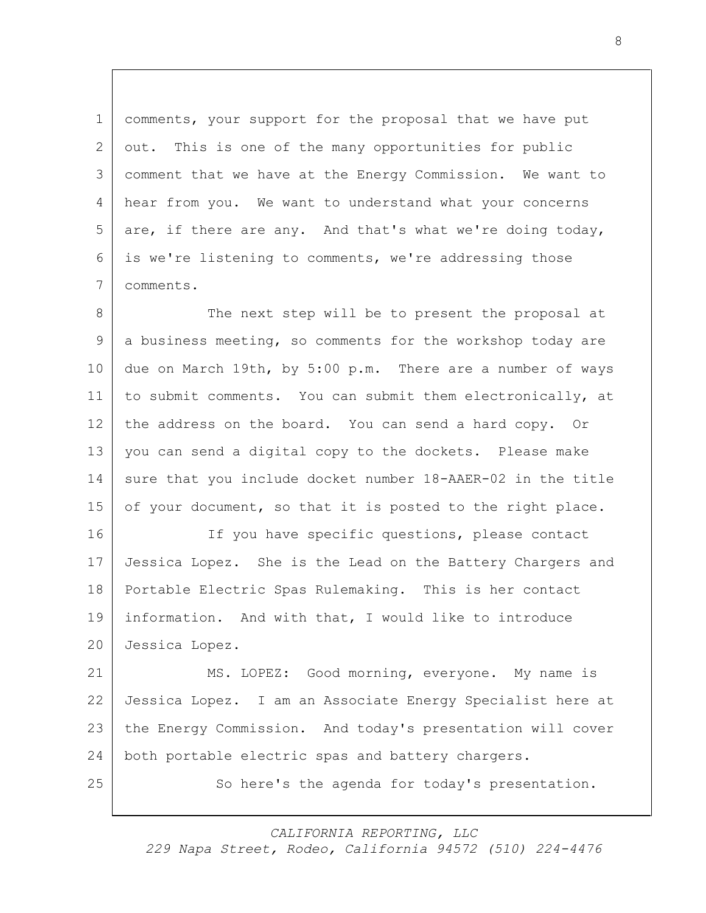comments, your support for the proposal that we have put out. This is one of the many opportunities for public comment that we have at the Energy Commission. We want to hear from you. We want to understand what your concerns are, if there are any. And that's what we're doing today, is we're listening to comments, we're addressing those comments.

The next step will be to present the proposal at a business meeting, so comments for the workshop today are due on March 19th, by 5:00 p.m. There are a number of ways to submit comments. You can submit them electronically, at the address on the board. You can send a hard copy. Or you can send a digital copy to the dockets. Please make sure that you include docket number 18-AAER-02 in the title of your document, so that it is posted to the right place.

If you have specific questions, please contact Jessica Lopez. She is the Lead on the Battery Chargers and Portable Electric Spas Rulemaking. This is her contact information. And with that, I would like to introduce Jessica Lopez.

MS. LOPEZ: Good morning, everyone. My name is Jessica Lopez. I am an Associate Energy Specialist here at the Energy Commission. And today's presentation will cover both portable electric spas and battery chargers.

So here's the agenda for today's presentation.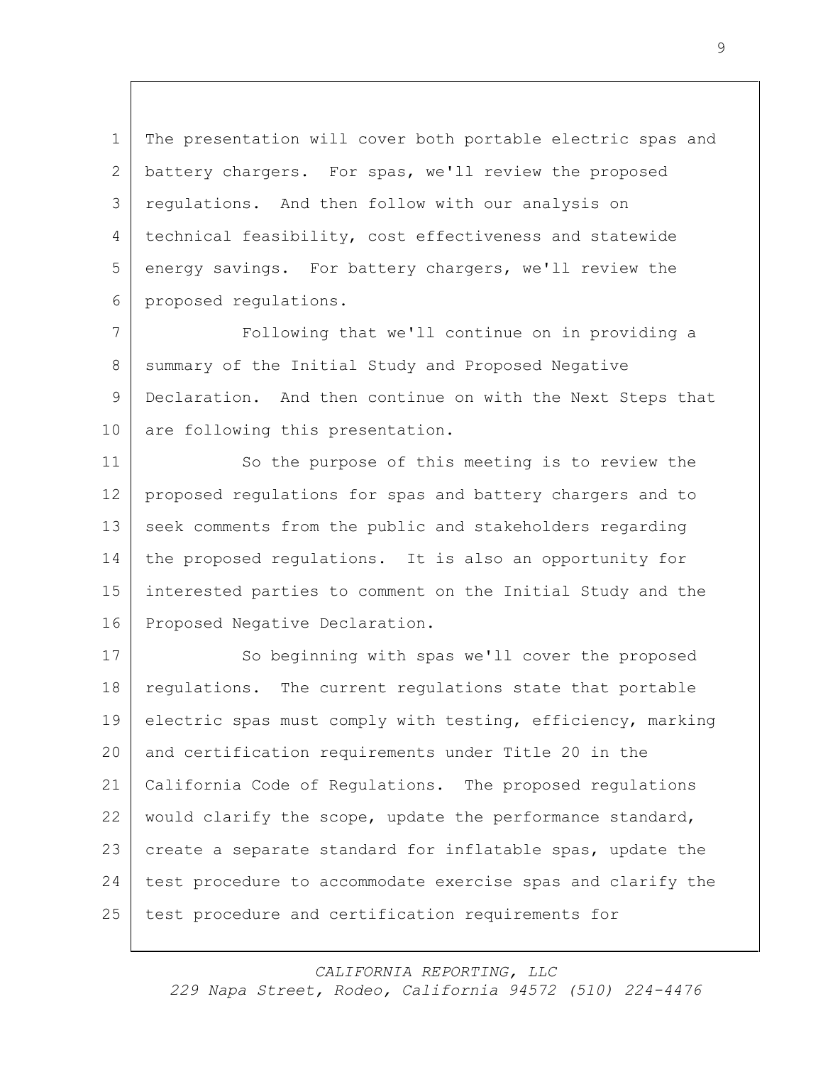The presentation will cover both portable electric spas and battery chargers. For spas, we'll review the proposed regulations. And then follow with our analysis on technical feasibility, cost effectiveness and statewide energy savings. For battery chargers, we'll review the proposed regulations.

Following that we'll continue on in providing a summary of the Initial Study and Proposed Negative Declaration. And then continue on with the Next Steps that are following this presentation.

So the purpose of this meeting is to review the proposed regulations for spas and battery chargers and to seek comments from the public and stakeholders regarding the proposed regulations. It is also an opportunity for interested parties to comment on the Initial Study and the Proposed Negative Declaration.

So beginning with spas we'll cover the proposed regulations. The current regulations state that portable electric spas must comply with testing, efficiency, marking and certification requirements under Title 20 in the California Code of Regulations. The proposed regulations would clarify the scope, update the performance standard, create a separate standard for inflatable spas, update the test procedure to accommodate exercise spas and clarify the test procedure and certification requirements for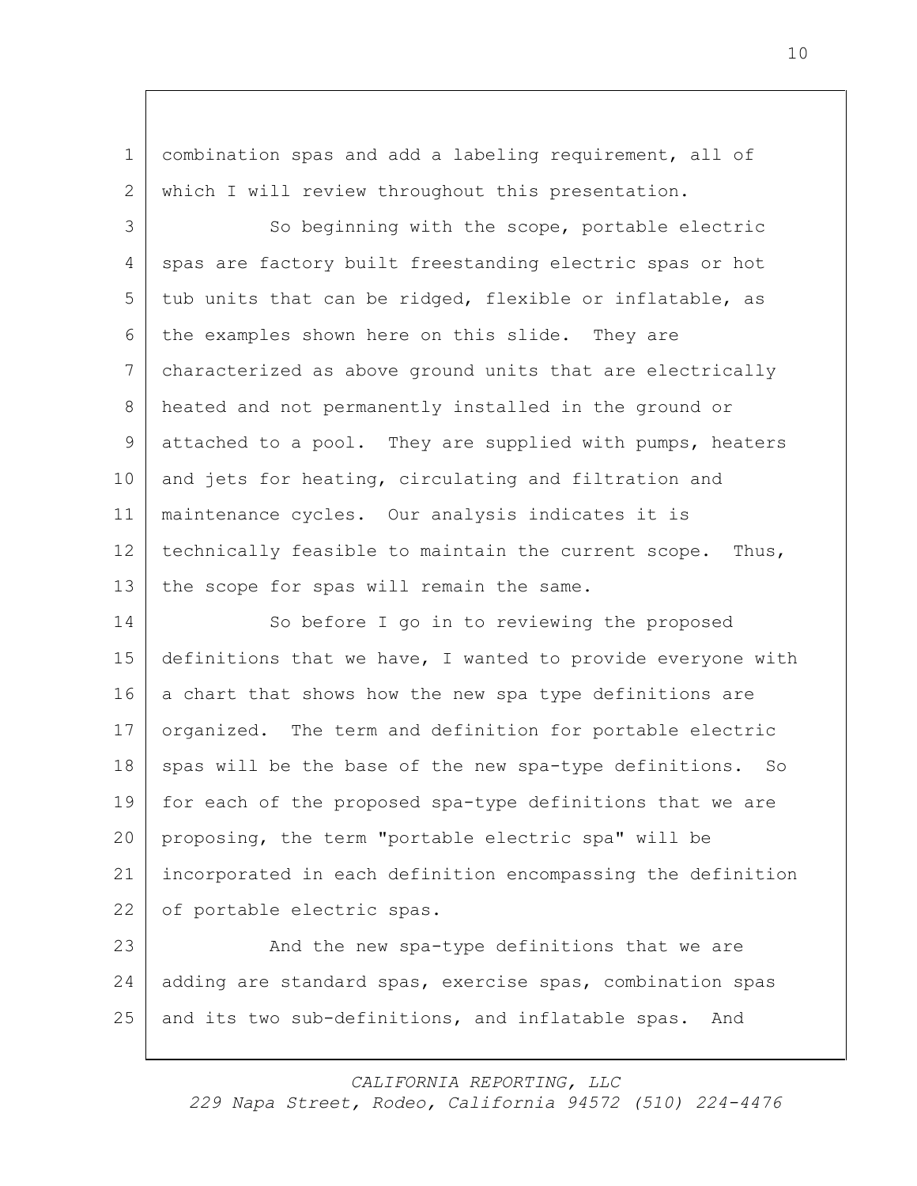combination spas and add a labeling requirement, all of which I will review throughout this presentation.

So beginning with the scope, portable electric spas are factory built freestanding electric spas or hot tub units that can be ridged, flexible or inflatable, as the examples shown here on this slide. They are characterized as above ground units that are electrically heated and not permanently installed in the ground or attached to a pool. They are supplied with pumps, heaters and jets for heating, circulating and filtration and maintenance cycles. Our analysis indicates it is technically feasible to maintain the current scope. Thus, the scope for spas will remain the same.

So before I go in to reviewing the proposed definitions that we have, I wanted to provide everyone with a chart that shows how the new spa type definitions are organized. The term and definition for portable electric spas will be the base of the new spa-type definitions. So for each of the proposed spa-type definitions that we are proposing, the term "portable electric spa" will be incorporated in each definition encompassing the definition of portable electric spas.

And the new spa-type definitions that we are adding are standard spas, exercise spas, combination spas and its two sub-definitions, and inflatable spas. And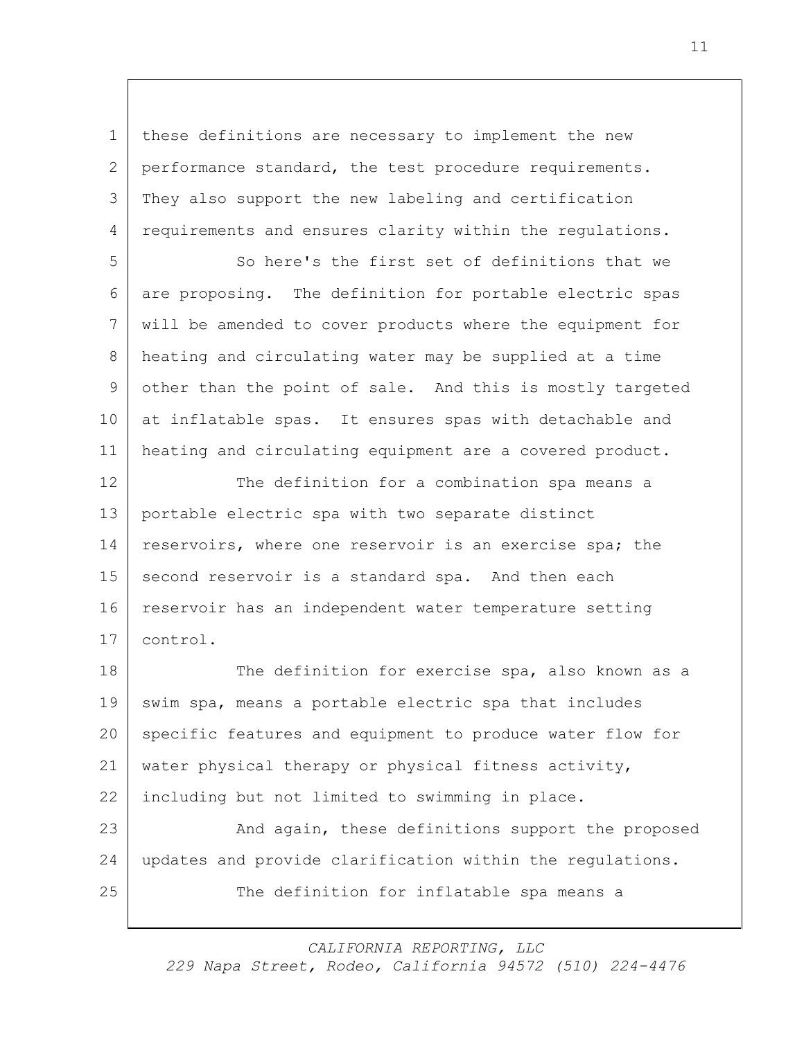these definitions are necessary to implement the new performance standard, the test procedure requirements. They also support the new labeling and certification requirements and ensures clarity within the regulations.

So here's the first set of definitions that we are proposing. The definition for portable electric spas will be amended to cover products where the equipment for heating and circulating water may be supplied at a time other than the point of sale. And this is mostly targeted at inflatable spas. It ensures spas with detachable and heating and circulating equipment are a covered product.

The definition for a combination spa means a portable electric spa with two separate distinct reservoirs, where one reservoir is an exercise spa; the second reservoir is a standard spa. And then each reservoir has an independent water temperature setting control.

The definition for exercise spa, also known as a swim spa, means a portable electric spa that includes specific features and equipment to produce water flow for water physical therapy or physical fitness activity, including but not limited to swimming in place.

And again, these definitions support the proposed updates and provide clarification within the regulations.

The definition for inflatable spa means a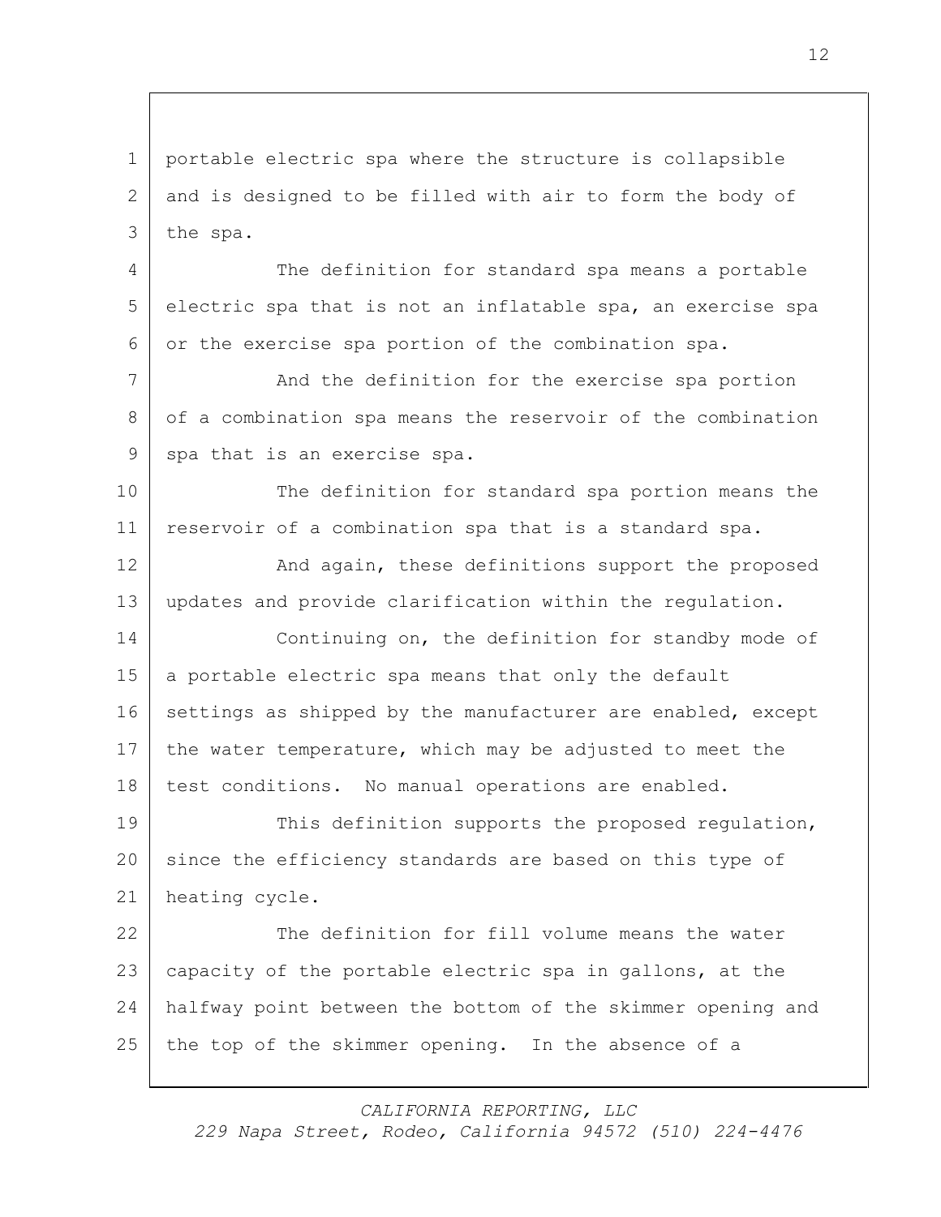portable electric spa where the structure is collapsible and is designed to be filled with air to form the body of the spa.

The definition for standard spa means a portable electric spa that is not an inflatable spa, an exercise spa or the exercise spa portion of the combination spa.

And the definition for the exercise spa portion of a combination spa means the reservoir of the combination spa that is an exercise spa.

The definition for standard spa portion means the reservoir of a combination spa that is a standard spa.

And again, these definitions support the proposed updates and provide clarification within the regulation.

Continuing on, the definition for standby mode of a portable electric spa means that only the default settings as shipped by the manufacturer are enabled, except the water temperature, which may be adjusted to meet the test conditions. No manual operations are enabled.

This definition supports the proposed regulation, since the efficiency standards are based on this type of heating cycle.

The definition for fill volume means the water capacity of the portable electric spa in gallons, at the halfway point between the bottom of the skimmer opening and the top of the skimmer opening. In the absence of a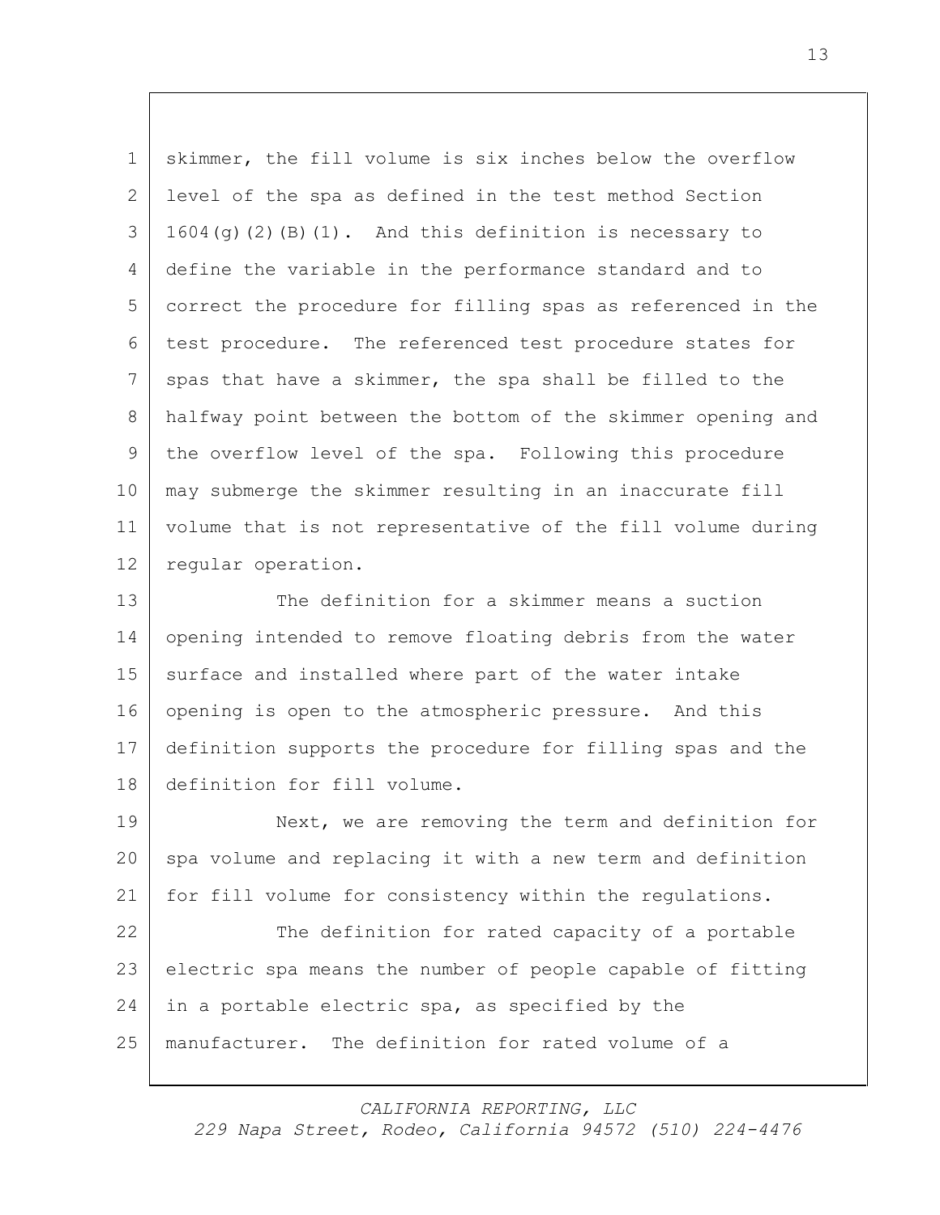skimmer, the fill volume is six inches below the overflow level of the spa as defined in the test method Section 1604(g)(2)(B)(1). And this definition is necessary to define the variable in the performance standard and to correct the procedure for filling spas as referenced in the test procedure. The referenced test procedure states for spas that have a skimmer, the spa shall be filled to the halfway point between the bottom of the skimmer opening and the overflow level of the spa. Following this procedure may submerge the skimmer resulting in an inaccurate fill volume that is not representative of the fill volume during regular operation.

The definition for a skimmer means a suction opening intended to remove floating debris from the water surface and installed where part of the water intake opening is open to the atmospheric pressure. And this definition supports the procedure for filling spas and the definition for fill volume.

Next, we are removing the term and definition for spa volume and replacing it with a new term and definition for fill volume for consistency within the regulations.

The definition for rated capacity of a portable electric spa means the number of people capable of fitting in a portable electric spa, as specified by the manufacturer. The definition for rated volume of a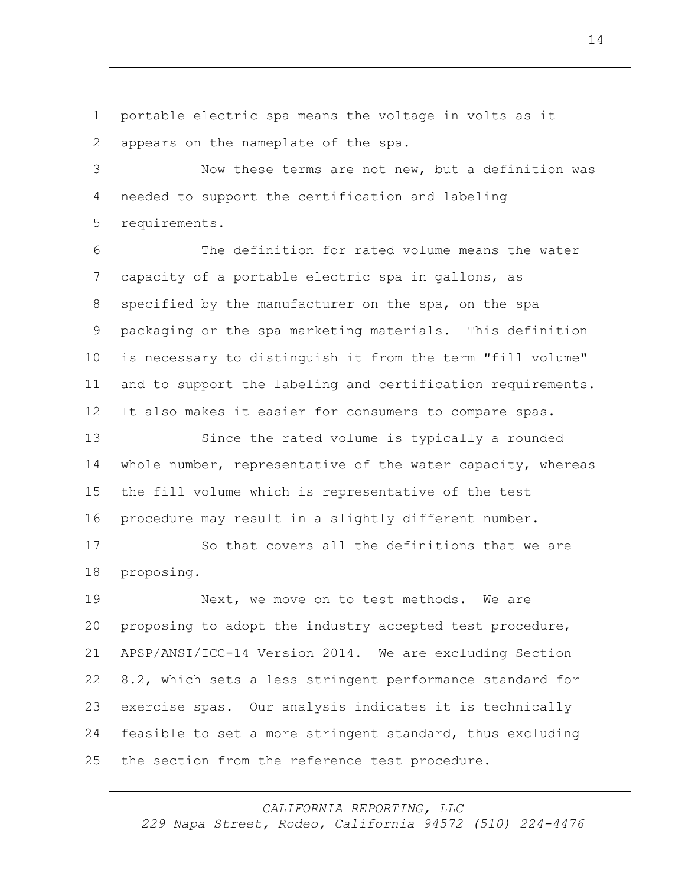portable electric spa means the voltage in volts as it appears on the nameplate of the spa.

Now these terms are not new, but a definition was needed to support the certification and labeling requirements.

The definition for rated volume means the water capacity of a portable electric spa in gallons, as specified by the manufacturer on the spa, on the spa packaging or the spa marketing materials. This definition is necessary to distinguish it from the term "fill volume" and to support the labeling and certification requirements. It also makes it easier for consumers to compare spas.

Since the rated volume is typically a rounded whole number, representative of the water capacity, whereas the fill volume which is representative of the test procedure may result in a slightly different number.

So that covers all the definitions that we are proposing.

Next, we move on to test methods. We are proposing to adopt the industry accepted test procedure, APSP/ANSI/ICC-14 Version 2014. We are excluding Section 8.2, which sets a less stringent performance standard for exercise spas. Our analysis indicates it is technically feasible to set a more stringent standard, thus excluding the section from the reference test procedure.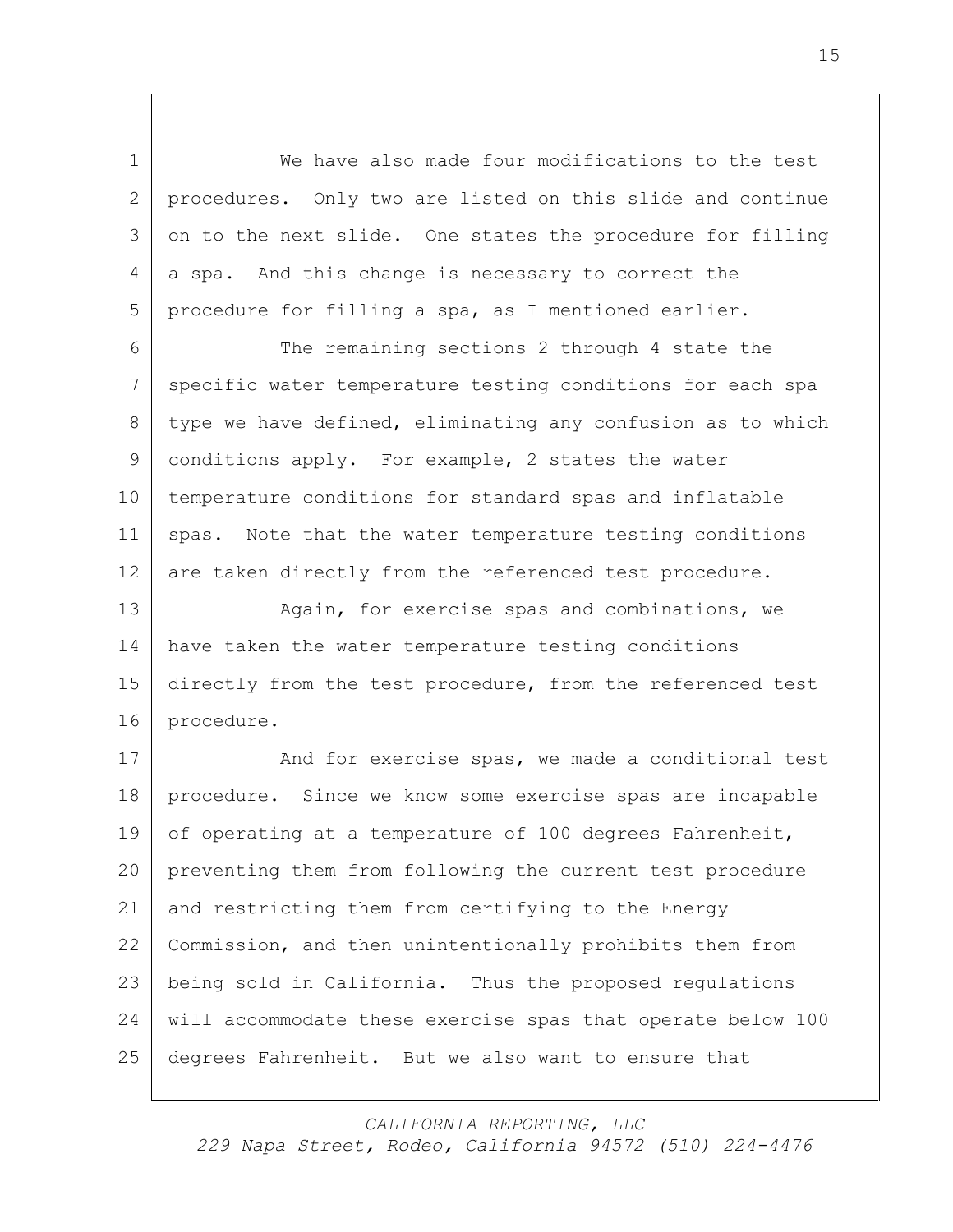We have also made four modifications to the test procedures. Only two are listed on this slide and continue on to the next slide. One states the procedure for filling a spa. And this change is necessary to correct the procedure for filling a spa, as I mentioned earlier.

The remaining sections 2 through 4 state the specific water temperature testing conditions for each spa type we have defined, eliminating any confusion as to which conditions apply. For example, 2 states the water temperature conditions for standard spas and inflatable spas. Note that the water temperature testing conditions are taken directly from the referenced test procedure.

Again, for exercise spas and combinations, we have taken the water temperature testing conditions directly from the test procedure, from the referenced test procedure.

And for exercise spas, we made a conditional test procedure. Since we know some exercise spas are incapable of operating at a temperature of 100 degrees Fahrenheit, preventing them from following the current test procedure and restricting them from certifying to the Energy Commission, and then unintentionally prohibits them from being sold in California. Thus the proposed regulations will accommodate these exercise spas that operate below 100 degrees Fahrenheit. But we also want to ensure that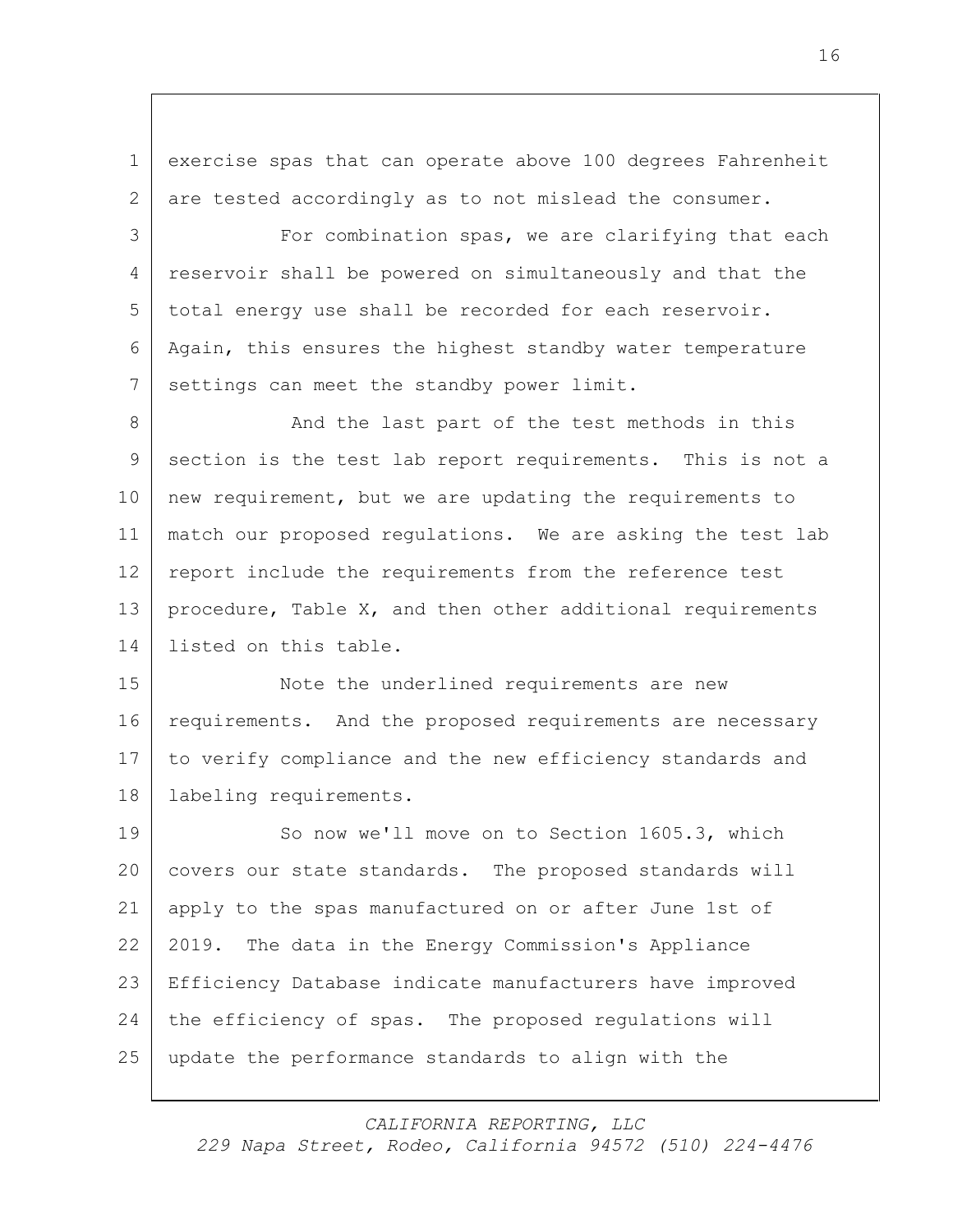exercise spas that can operate above 100 degrees Fahrenheit are tested accordingly as to not mislead the consumer.

For combination spas, we are clarifying that each reservoir shall be powered on simultaneously and that the total energy use shall be recorded for each reservoir. Again, this ensures the highest standby water temperature settings can meet the standby power limit.

And the last part of the test methods in this section is the test lab report requirements. This is not a new requirement, but we are updating the requirements to match our proposed regulations. We are asking the test lab report include the requirements from the reference test procedure, Table X, and then other additional requirements listed on this table.

Note the underlined requirements are new requirements. And the proposed requirements are necessary to verify compliance and the new efficiency standards and labeling requirements.

So now we'll move on to Section 1605.3, which covers our state standards. The proposed standards will apply to the spas manufactured on or after June 1st of 2019. The data in the Energy Commission's Appliance Efficiency Database indicate manufacturers have improved the efficiency of spas. The proposed regulations will update the performance standards to align with the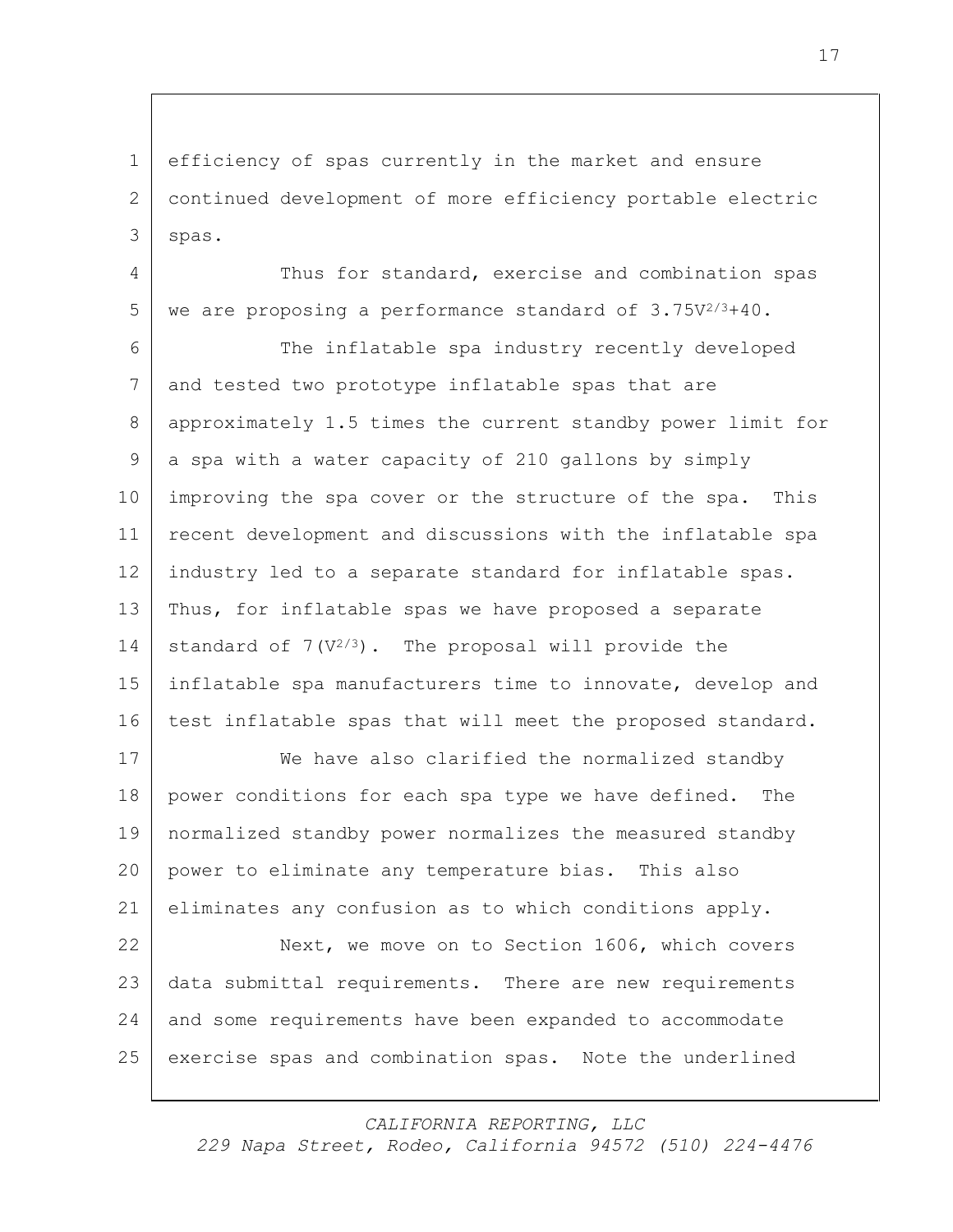efficiency of spas currently in the market and ensure continued development of more efficiency portable electric spas.

Thus for standard, exercise and combination spas we are proposing a performance standard of $3.75V^{2/3}+40$.

The inflatable spa industry recently developed and tested two prototype inflatable spas that are approximately 1.5 times the current standby power limit for a spa with a water capacity of 210 gallons by simply improving the spa cover or the structure of the spa. This recent development and discussions with the inflatable spa industry led to a separate standard for inflatable spas. Thus, for inflatable spas we have proposed a separate standard of $7(V^{2/3})$. The proposal will provide the inflatable spa manufacturers time to innovate, develop and test inflatable spas that will meet the proposed standard.

We have also clarified the normalized standby power conditions for each spa type we have defined. The normalized standby power normalizes the measured standby power to eliminate any temperature bias. This also eliminates any confusion as to which conditions apply.

Next, we move on to Section 1606, which covers data submittal requirements. There are new requirements and some requirements have been expanded to accommodate exercise spas and combination spas. Note the underlined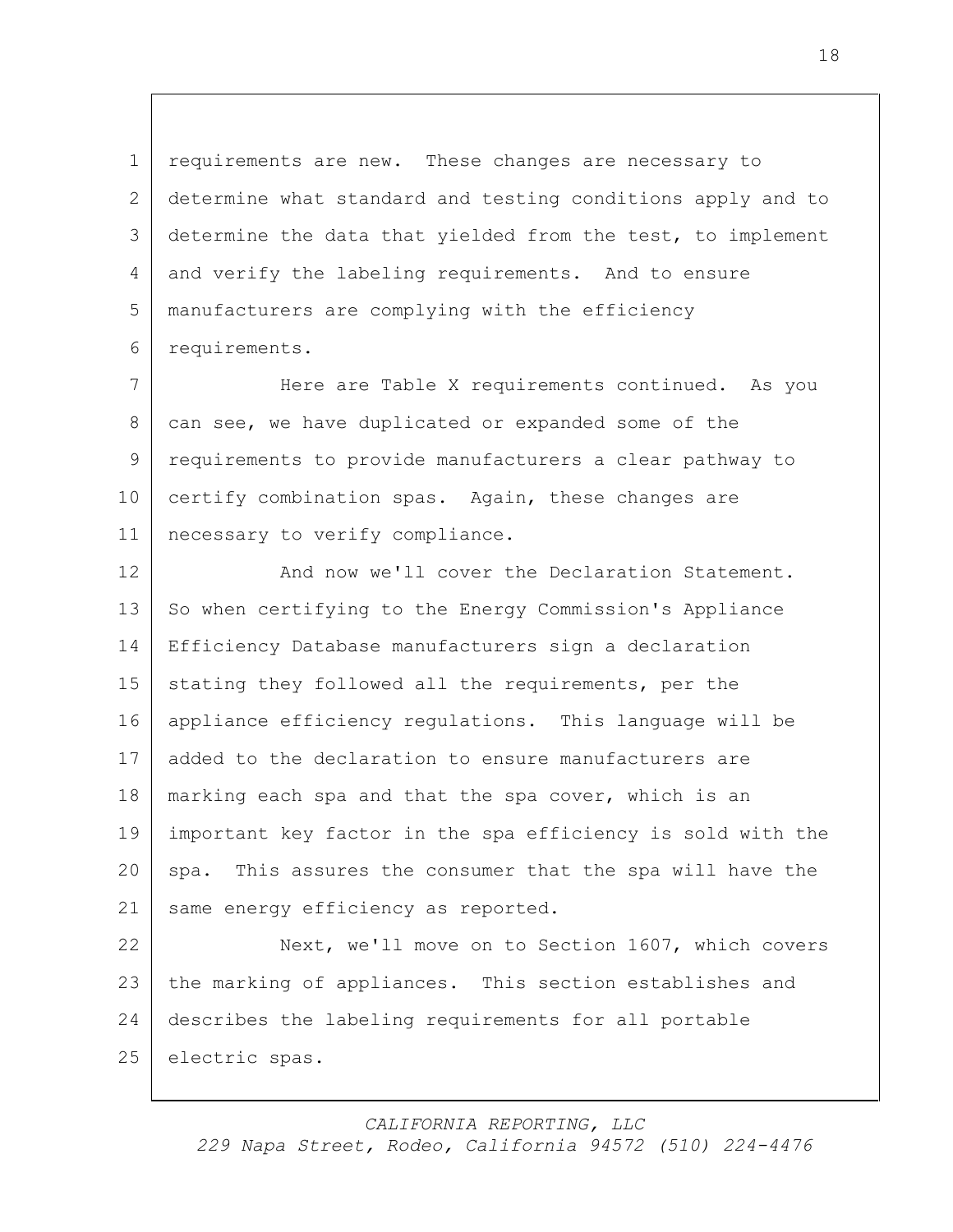requirements are new. These changes are necessary to determine what standard and testing conditions apply and to determine the data that yielded from the test, to implement and verify the labeling requirements. And to ensure manufacturers are complying with the efficiency requirements.

Here are Table X requirements continued. As you can see, we have duplicated or expanded some of the requirements to provide manufacturers a clear pathway to certify combination spas. Again, these changes are necessary to verify compliance.

And now we'll cover the Declaration Statement. So when certifying to the Energy Commission's Appliance Efficiency Database manufacturers sign a declaration stating they followed all the requirements, per the appliance efficiency regulations. This language will be added to the declaration to ensure manufacturers are marking each spa and that the spa cover, which is an important key factor in the spa efficiency is sold with the spa. This assures the consumer that the spa will have the same energy efficiency as reported.

Next, we'll move on to Section 1607, which covers the marking of appliances. This section establishes and describes the labeling requirements for all portable electric spas.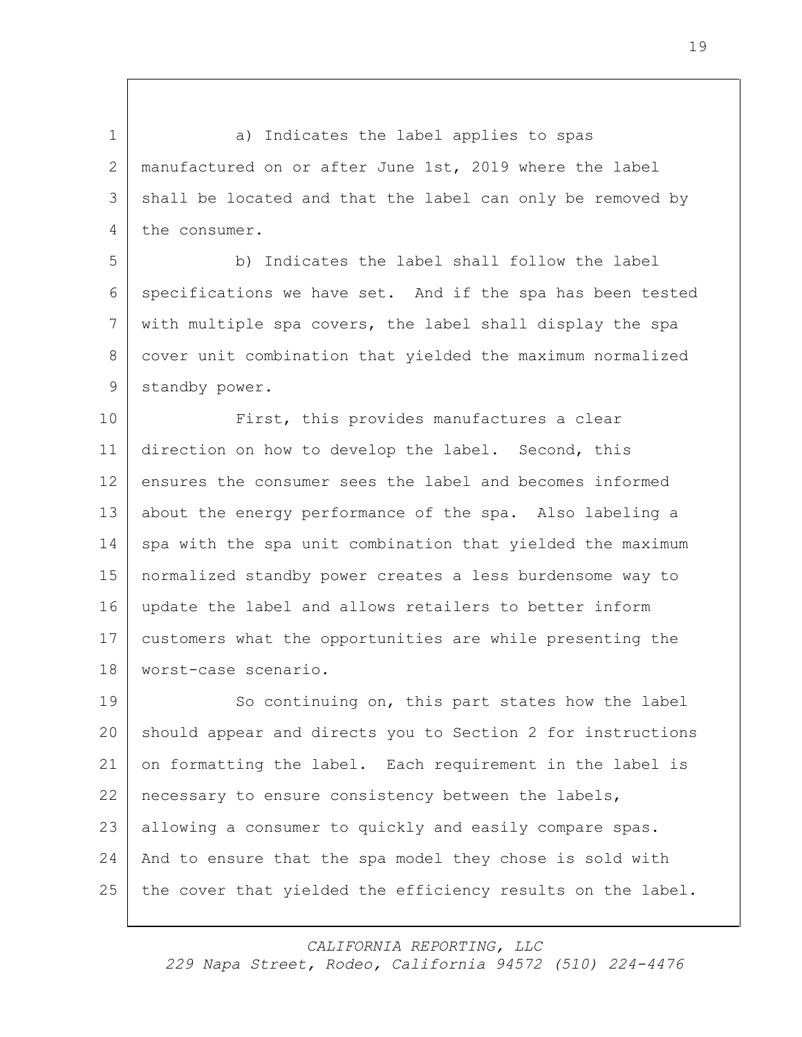a) Indicates the label applies to spas manufactured on or after June 1st, 2019 where the label shall be located and that the label can only be removed by the consumer.

b) Indicates the label shall follow the label specifications we have set. And if the spa has been tested with multiple spa covers, the label shall display the spa cover unit combination that yielded the maximum normalized standby power.

First, this provides manufactures a clear direction on how to develop the label. Second, this ensures the consumer sees the label and becomes informed about the energy performance of the spa. Also labeling a spa with the spa unit combination that yielded the maximum normalized standby power creates a less burdensome way to update the label and allows retailers to better inform customers what the opportunities are while presenting the worst-case scenario.

So continuing on, this part states how the label should appear and directs you to Section 2 for instructions on formatting the label. Each requirement in the label is necessary to ensure consistency between the labels, allowing a consumer to quickly and easily compare spas. And to ensure that the spa model they chose is sold with the cover that yielded the efficiency results on the label.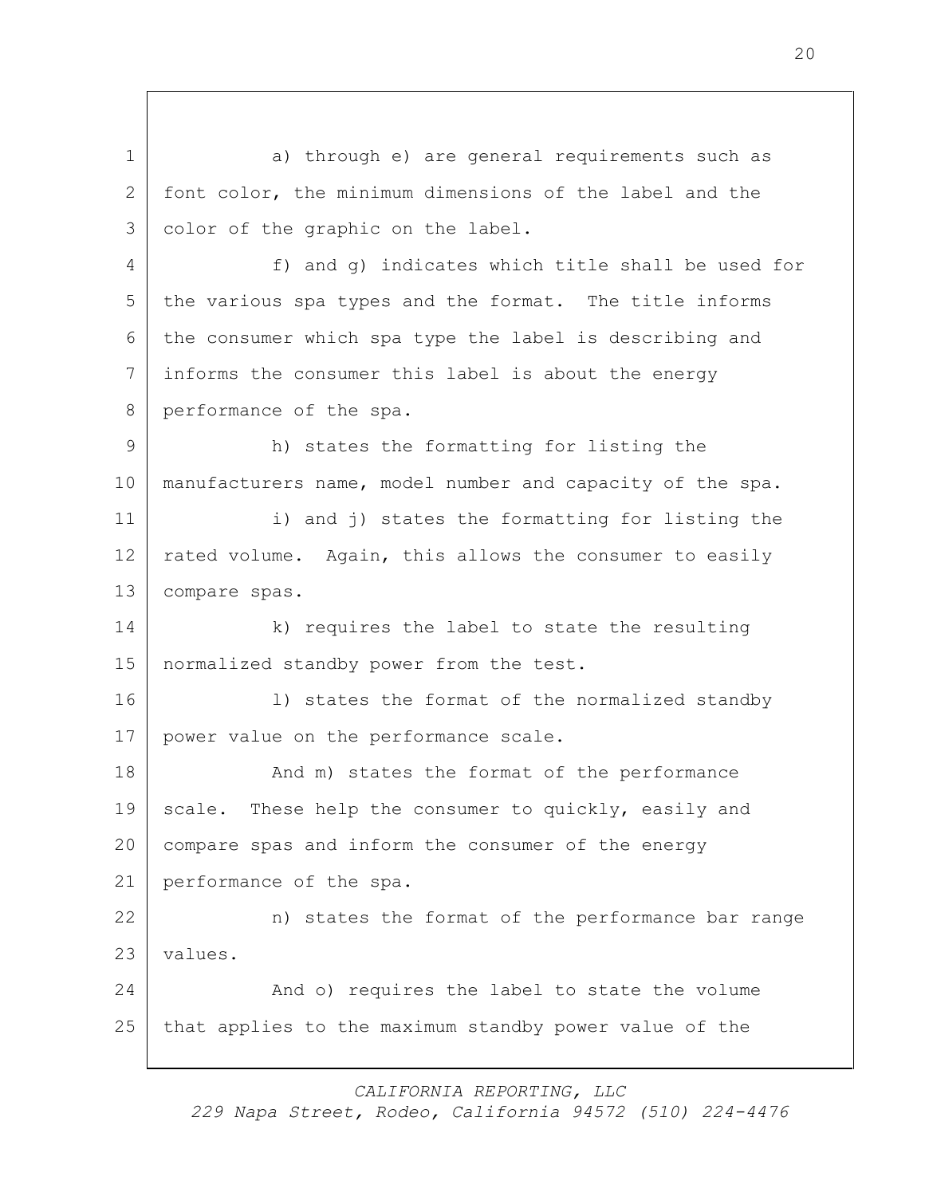a) through e) are general requirements such as font color, the minimum dimensions of the label and the color of the graphic on the label.

f) and g) indicates which title shall be used for the various spa types and the format. The title informs the consumer which spa type the label is describing and informs the consumer this label is about the energy performance of the spa.

h) states the formatting for listing the manufacturers name, model number and capacity of the spa.

i) and j) states the formatting for listing the rated volume. Again, this allows the consumer to easily compare spas.

k) requires the label to state the resulting normalized standby power from the test.

l) states the format of the normalized standby power value on the performance scale.

And m) states the format of the performance scale. These help the consumer to quickly, easily and compare spas and inform the consumer of the energy performance of the spa.

n) states the format of the performance bar range values.

And o) requires the label to state the volume that applies to the maximum standby power value of the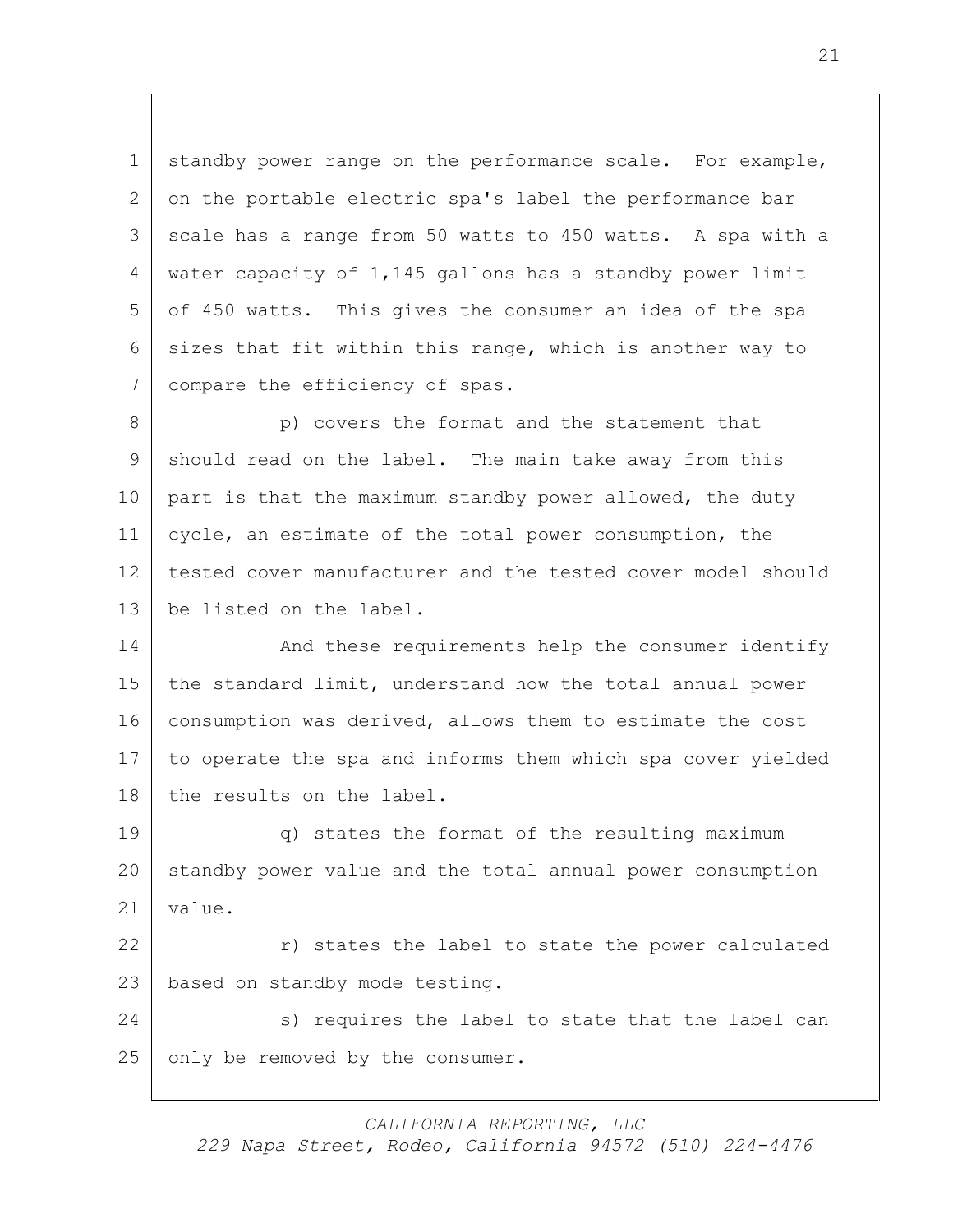standby power range on the performance scale. For example, on the portable electric spa's label the performance bar scale has a range from 50 watts to 450 watts. A spa with a water capacity of 1,145 gallons has a standby power limit of 450 watts. This gives the consumer an idea of the spa sizes that fit within this range, which is another way to compare the efficiency of spas.

p) covers the format and the statement that should read on the label. The main take away from this part is that the maximum standby power allowed, the duty cycle, an estimate of the total power consumption, the tested cover manufacturer and the tested cover model should be listed on the label.

And these requirements help the consumer identify the standard limit, understand how the total annual power consumption was derived, allows them to estimate the cost to operate the spa and informs them which spa cover yielded the results on the label.

q) states the format of the resulting maximum standby power value and the total annual power consumption value.

r) states the label to state the power calculated based on standby mode testing.

s) requires the label to state that the label can only be removed by the consumer.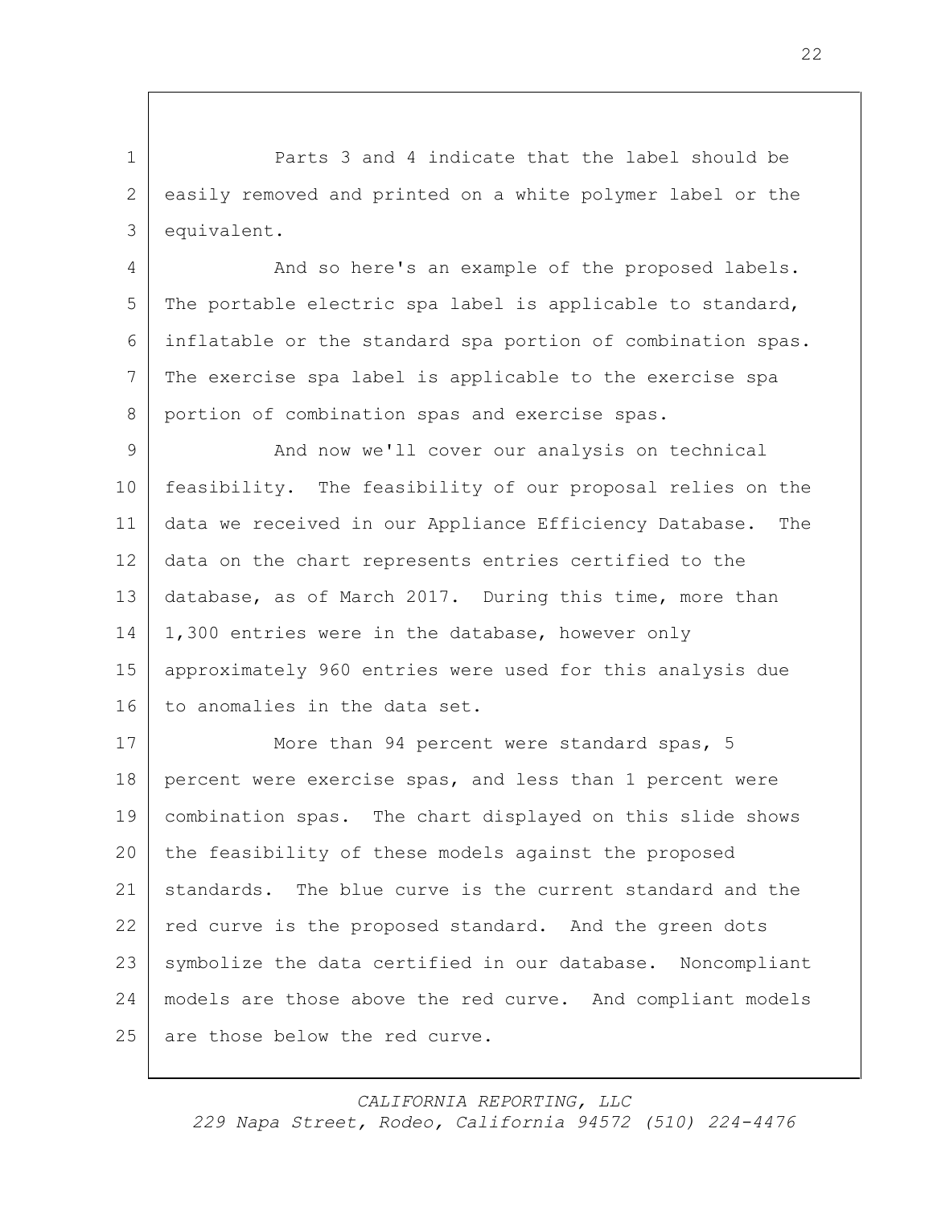Parts 3 and 4 indicate that the label should be easily removed and printed on a white polymer label or the equivalent.

And so here's an example of the proposed labels. The portable electric spa label is applicable to standard, inflatable or the standard spa portion of combination spas. The exercise spa label is applicable to the exercise spa portion of combination spas and exercise spas.

And now we'll cover our analysis on technical feasibility. The feasibility of our proposal relies on the data we received in our Appliance Efficiency Database. The data on the chart represents entries certified to the database, as of March 2017. During this time, more than 1,300 entries were in the database, however only approximately 960 entries were used for this analysis due to anomalies in the data set.

More than 94 percent were standard spas, 5 percent were exercise spas, and less than 1 percent were combination spas. The chart displayed on this slide shows the feasibility of these models against the proposed standards. The blue curve is the current standard and the red curve is the proposed standard. And the green dots symbolize the data certified in our database. Noncompliant models are those above the red curve. And compliant models are those below the red curve.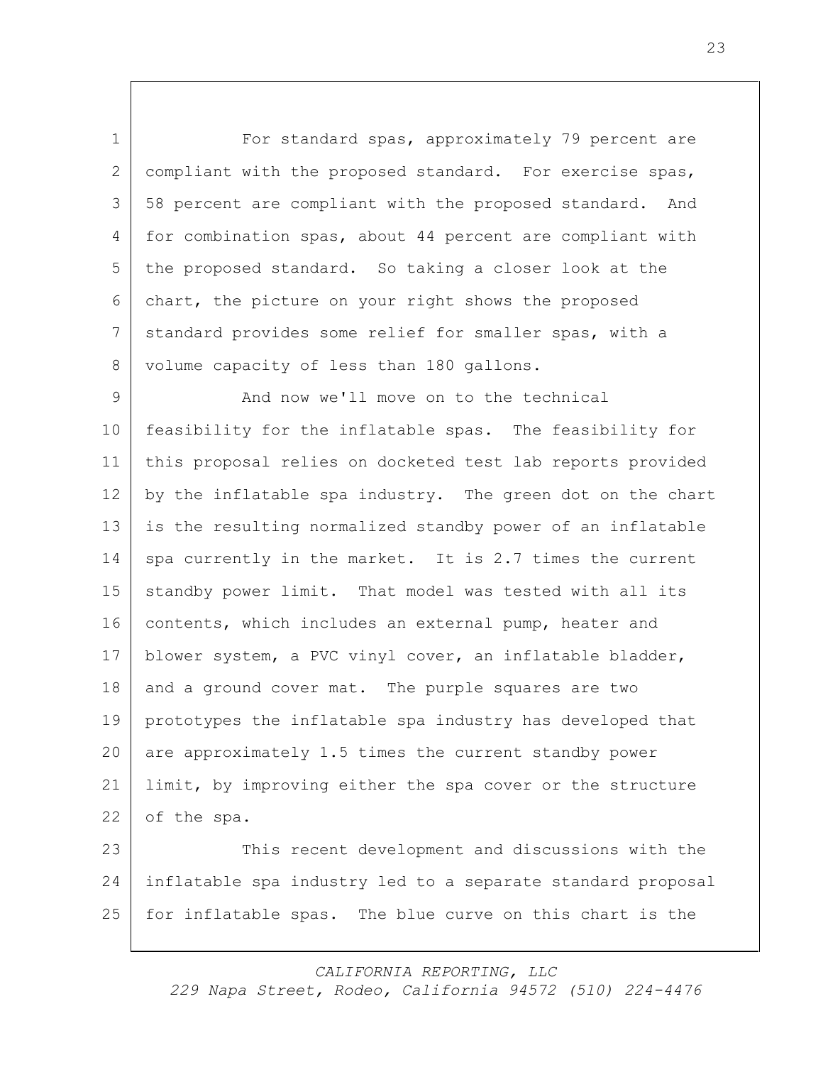For standard spas, approximately 79 percent are compliant with the proposed standard. For exercise spas, 58 percent are compliant with the proposed standard. And for combination spas, about 44 percent are compliant with the proposed standard. So taking a closer look at the chart, the picture on your right shows the proposed standard provides some relief for smaller spas, with a volume capacity of less than 180 gallons.

And now we'll move on to the technical feasibility for the inflatable spas. The feasibility for this proposal relies on docketed test lab reports provided by the inflatable spa industry. The green dot on the chart is the resulting normalized standby power of an inflatable spa currently in the market. It is 2.7 times the current standby power limit. That model was tested with all its contents, which includes an external pump, heater and blower system, a PVC vinyl cover, an inflatable bladder, and a ground cover mat. The purple squares are two prototypes the inflatable spa industry has developed that are approximately 1.5 times the current standby power limit, by improving either the spa cover or the structure of the spa.

This recent development and discussions with the inflatable spa industry led to a separate standard proposal for inflatable spas. The blue curve on this chart is the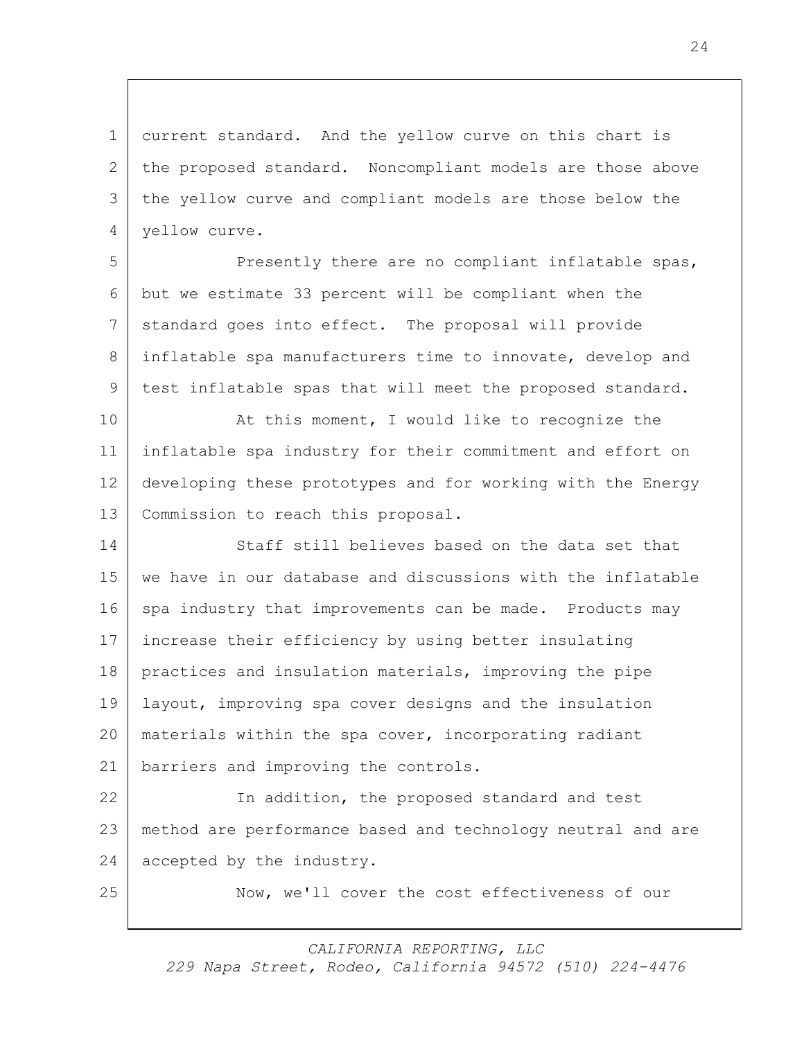current standard. And the yellow curve on this chart is the proposed standard. Noncompliant models are those above the yellow curve and compliant models are those below the yellow curve.

Presently there are no compliant inflatable spas, but we estimate 33 percent will be compliant when the standard goes into effect. The proposal will provide inflatable spa manufacturers time to innovate, develop and test inflatable spas that will meet the proposed standard.

At this moment, I would like to recognize the inflatable spa industry for their commitment and effort on developing these prototypes and for working with the Energy Commission to reach this proposal.

Staff still believes based on the data set that we have in our database and discussions with the inflatable spa industry that improvements can be made. Products may increase their efficiency by using better insulating practices and insulation materials, improving the pipe layout, improving spa cover designs and the insulation materials within the spa cover, incorporating radiant barriers and improving the controls.

In addition, the proposed standard and test method are performance based and technology neutral and are accepted by the industry.

Now, we'll cover the cost effectiveness of our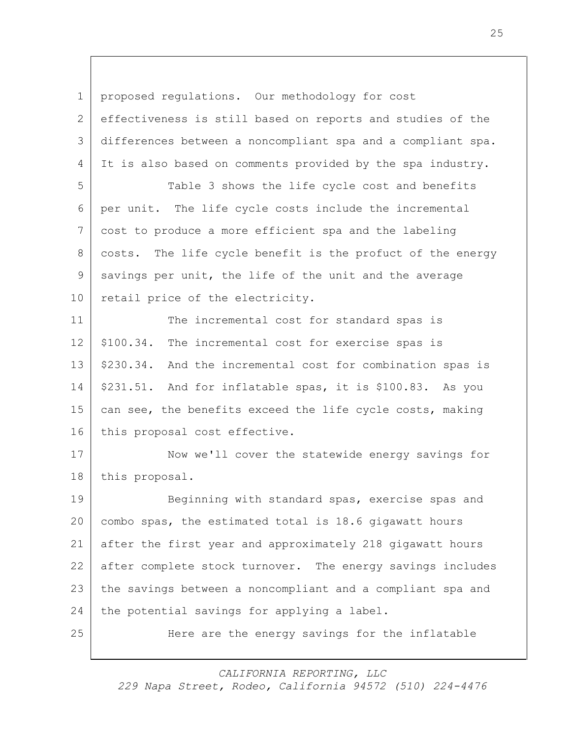proposed regulations. Our methodology for cost effectiveness is still based on reports and studies of the differences between a noncompliant spa and a compliant spa. It is also based on comments provided by the spa industry.

Table 3 shows the life cycle cost and benefits per unit. The life cycle costs include the incremental cost to produce a more efficient spa and the labeling costs. The life cycle benefit is the profuct of the energy savings per unit, the life of the unit and the average retail price of the electricity.

The incremental cost for standard spas is $100.34. The incremental cost for exercise spas is $230.34. And the incremental cost for combination spas is $231.51. And for inflatable spas, it is $100.83. As you can see, the benefits exceed the life cycle costs, making this proposal cost effective.

Now we'll cover the statewide energy savings for this proposal.

Beginning with standard spas, exercise spas and combo spas, the estimated total is 18.6 gigawatt hours after the first year and approximately 218 gigawatt hours after complete stock turnover. The energy savings includes the savings between a noncompliant and a compliant spa and the potential savings for applying a label.

Here are the energy savings for the inflatable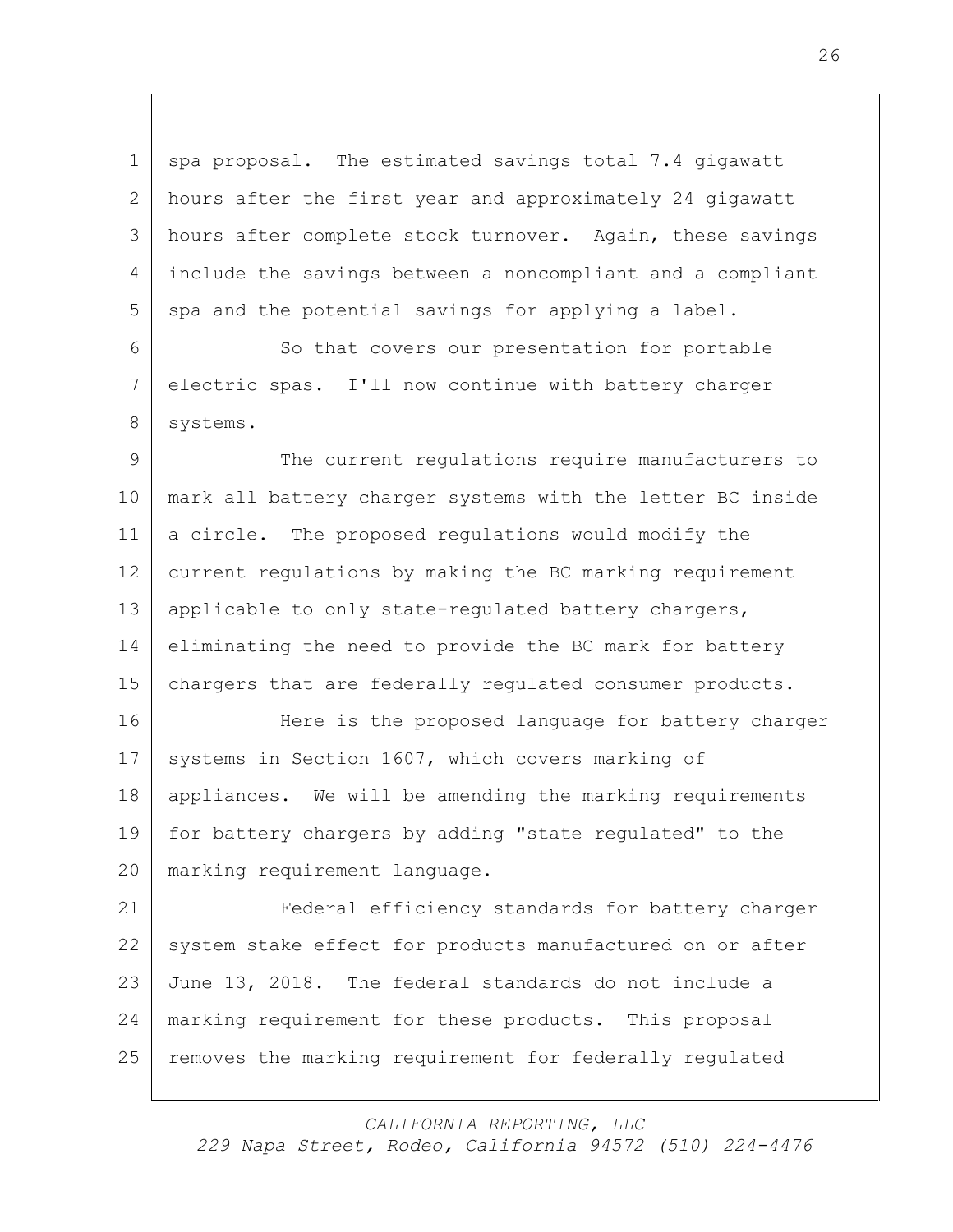spa proposal. The estimated savings total 7.4 gigawatt hours after the first year and approximately 24 gigawatt hours after complete stock turnover. Again, these savings include the savings between a noncompliant and a compliant spa and the potential savings for applying a label.

So that covers our presentation for portable electric spas. I'll now continue with battery charger systems.

The current regulations require manufacturers to mark all battery charger systems with the letter BC inside a circle. The proposed regulations would modify the current regulations by making the BC marking requirement applicable to only state-regulated battery chargers, eliminating the need to provide the BC mark for battery chargers that are federally regulated consumer products.

Here is the proposed language for battery charger systems in Section 1607, which covers marking of appliances. We will be amending the marking requirements for battery chargers by adding "state regulated" to the marking requirement language.

Federal efficiency standards for battery charger system stake effect for products manufactured on or after June 13, 2018. The federal standards do not include a marking requirement for these products. This proposal removes the marking requirement for federally regulated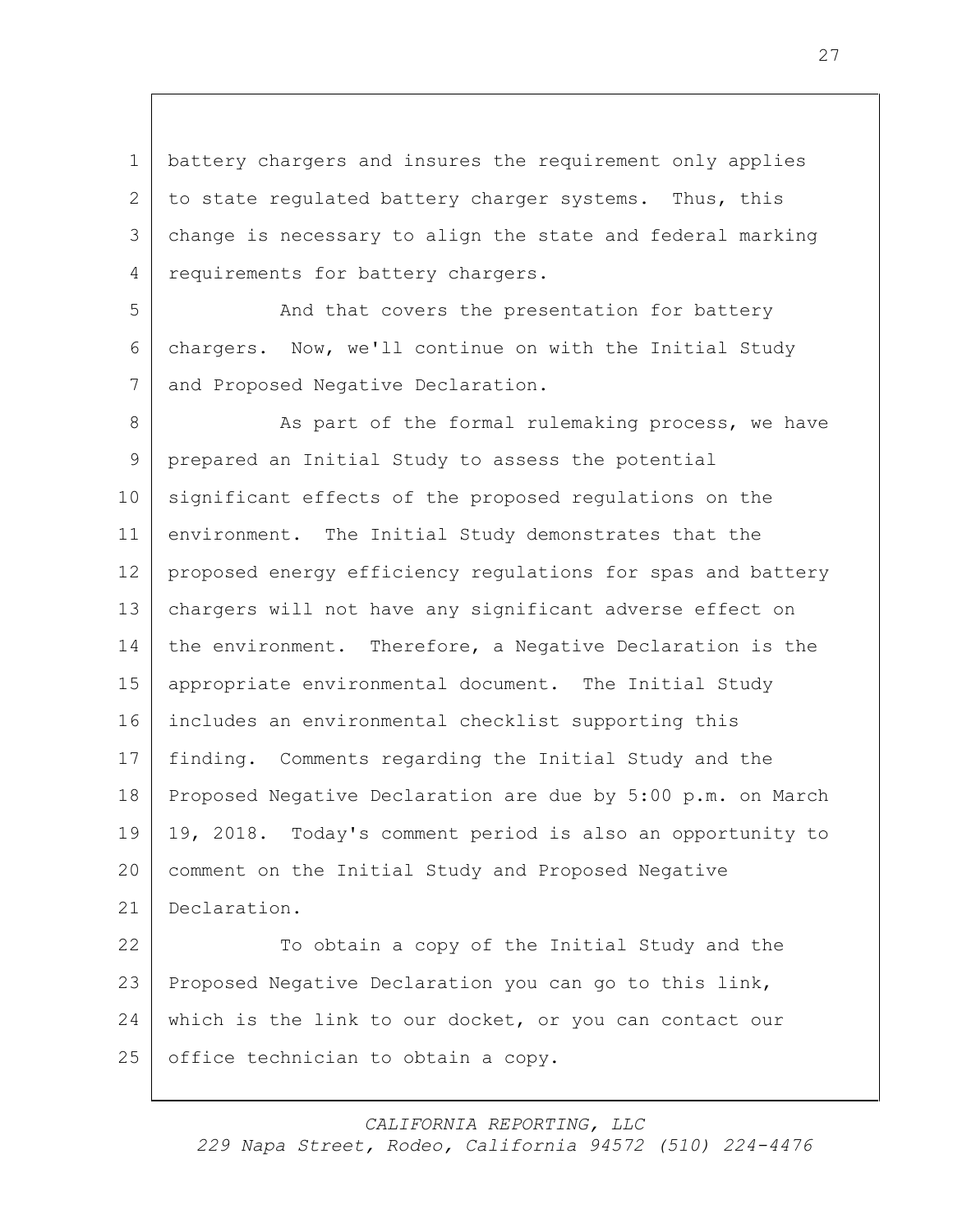battery chargers and insures the requirement only applies to state regulated battery charger systems. Thus, this change is necessary to align the state and federal marking requirements for battery chargers.

And that covers the presentation for battery chargers. Now, we'll continue on with the Initial Study and Proposed Negative Declaration.

As part of the formal rulemaking process, we have prepared an Initial Study to assess the potential significant effects of the proposed regulations on the environment. The Initial Study demonstrates that the proposed energy efficiency regulations for spas and battery chargers will not have any significant adverse effect on the environment. Therefore, a Negative Declaration is the appropriate environmental document. The Initial Study includes an environmental checklist supporting this finding. Comments regarding the Initial Study and the Proposed Negative Declaration are due by 5:00 p.m. on March 19, 2018. Today's comment period is also an opportunity to comment on the Initial Study and Proposed Negative Declaration.

To obtain a copy of the Initial Study and the Proposed Negative Declaration you can go to this link, which is the link to our docket, or you can contact our office technician to obtain a copy.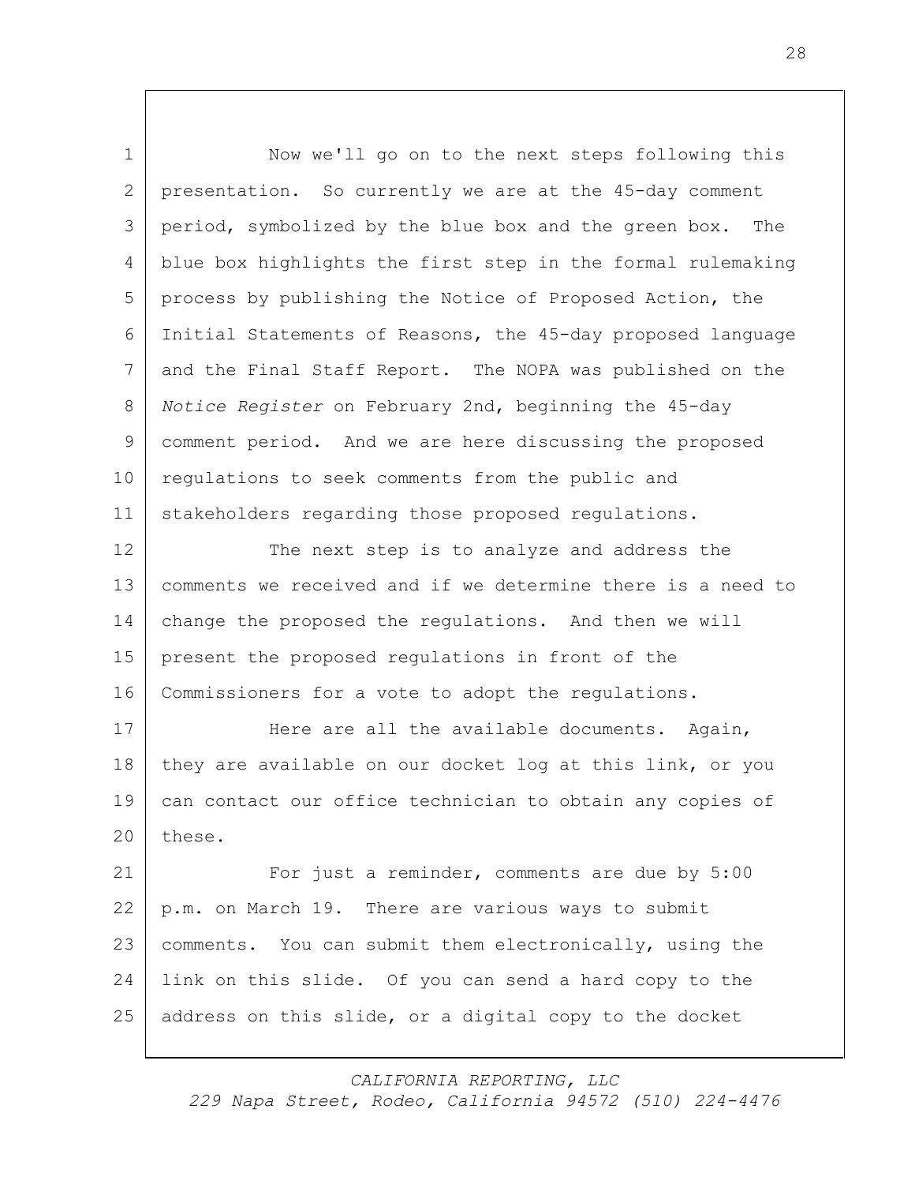Now we'll go on to the next steps following this presentation. So currently we are at the 45-day comment period, symbolized by the blue box and the green box. The blue box highlights the first step in the formal rulemaking process by publishing the Notice of Proposed Action, the Initial Statements of Reasons, the 45-day proposed language and the Final Staff Report. The NOPA was published on the *Notice Register* on February 2nd, beginning the 45-day comment period. And we are here discussing the proposed regulations to seek comments from the public and stakeholders regarding those proposed regulations.

The next step is to analyze and address the comments we received and if we determine there is a need to change the proposed the regulations. And then we will present the proposed regulations in front of the Commissioners for a vote to adopt the regulations.

Here are all the available documents. Again, they are available on our docket log at this link, or you can contact our office technician to obtain any copies of these.

For just a reminder, comments are due by 5:00 p.m. on March 19. There are various ways to submit comments. You can submit them electronically, using the link on this slide. Of you can send a hard copy to the address on this slide, or a digital copy to the docket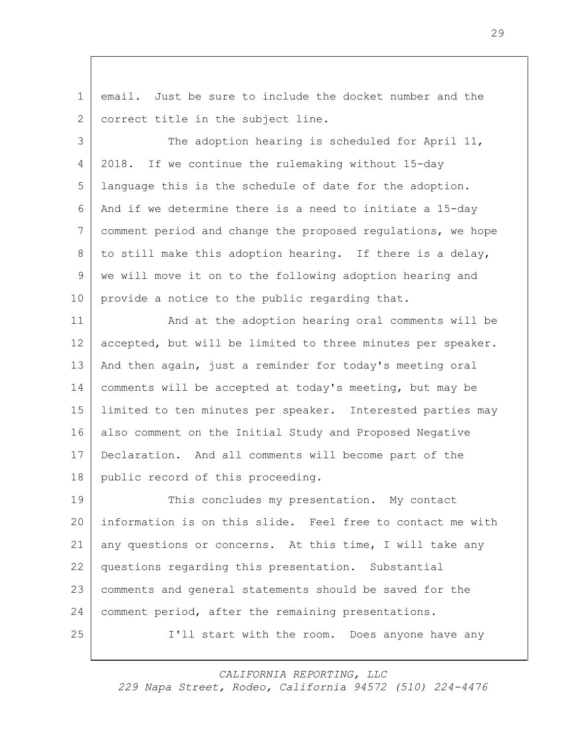email. Just be sure to include the docket number and the correct title in the subject line.

The adoption hearing is scheduled for April 11, 2018. If we continue the rulemaking without 15-day language this is the schedule of date for the adoption. And if we determine there is a need to initiate a 15-day comment period and change the proposed regulations, we hope to still make this adoption hearing. If there is a delay, we will move it on to the following adoption hearing and provide a notice to the public regarding that.

And at the adoption hearing oral comments will be accepted, but will be limited to three minutes per speaker. And then again, just a reminder for today's meeting oral comments will be accepted at today's meeting, but may be limited to ten minutes per speaker. Interested parties may also comment on the Initial Study and Proposed Negative Declaration. And all comments will become part of the public record of this proceeding.

This concludes my presentation. My contact information is on this slide. Feel free to contact me with any questions or concerns. At this time, I will take any questions regarding this presentation. Substantial comments and general statements should be saved for the comment period, after the remaining presentations.

I'll start with the room. Does anyone have any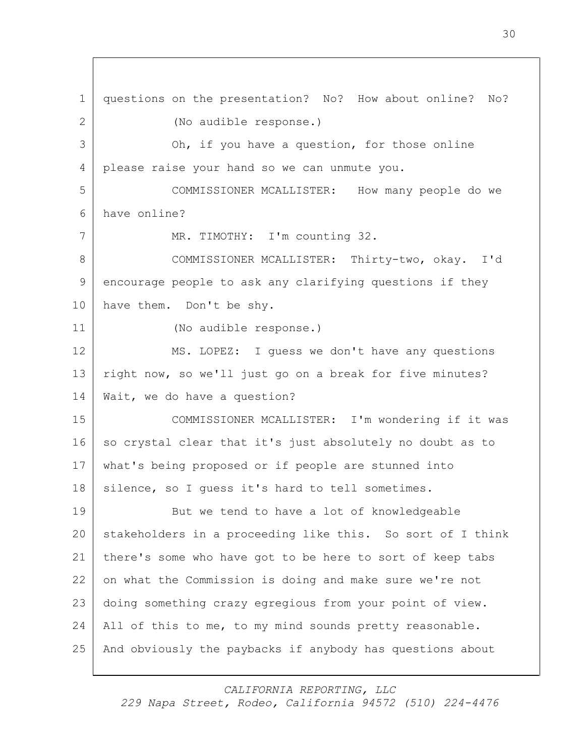questions on the presentation? No? How about online? No?

(No audible response.)

Oh, if you have a question, for those online please raise your hand so we can unmute you.

COMMISSIONER MCALLISTER: How many people do we have online?

MR. TIMOTHY: I'm counting 32.

COMMISSIONER MCALLISTER: Thirty-two, okay. I'd encourage people to ask any clarifying questions if they have them. Don't be shy.

(No audible response.)

MS. LOPEZ: I guess we don't have any questions right now, so we'll just go on a break for five minutes? Wait, we do have a question?

COMMISSIONER MCALLISTER: I'm wondering if it was so crystal clear that it's just absolutely no doubt as to what's being proposed or if people are stunned into silence, so I guess it's hard to tell sometimes.

But we tend to have a lot of knowledgeable stakeholders in a proceeding like this. So sort of I think there's some who have got to be here to sort of keep tabs on what the Commission is doing and make sure we're not doing something crazy egregious from your point of view. All of this to me, to my mind sounds pretty reasonable. And obviously the paybacks if anybody has questions about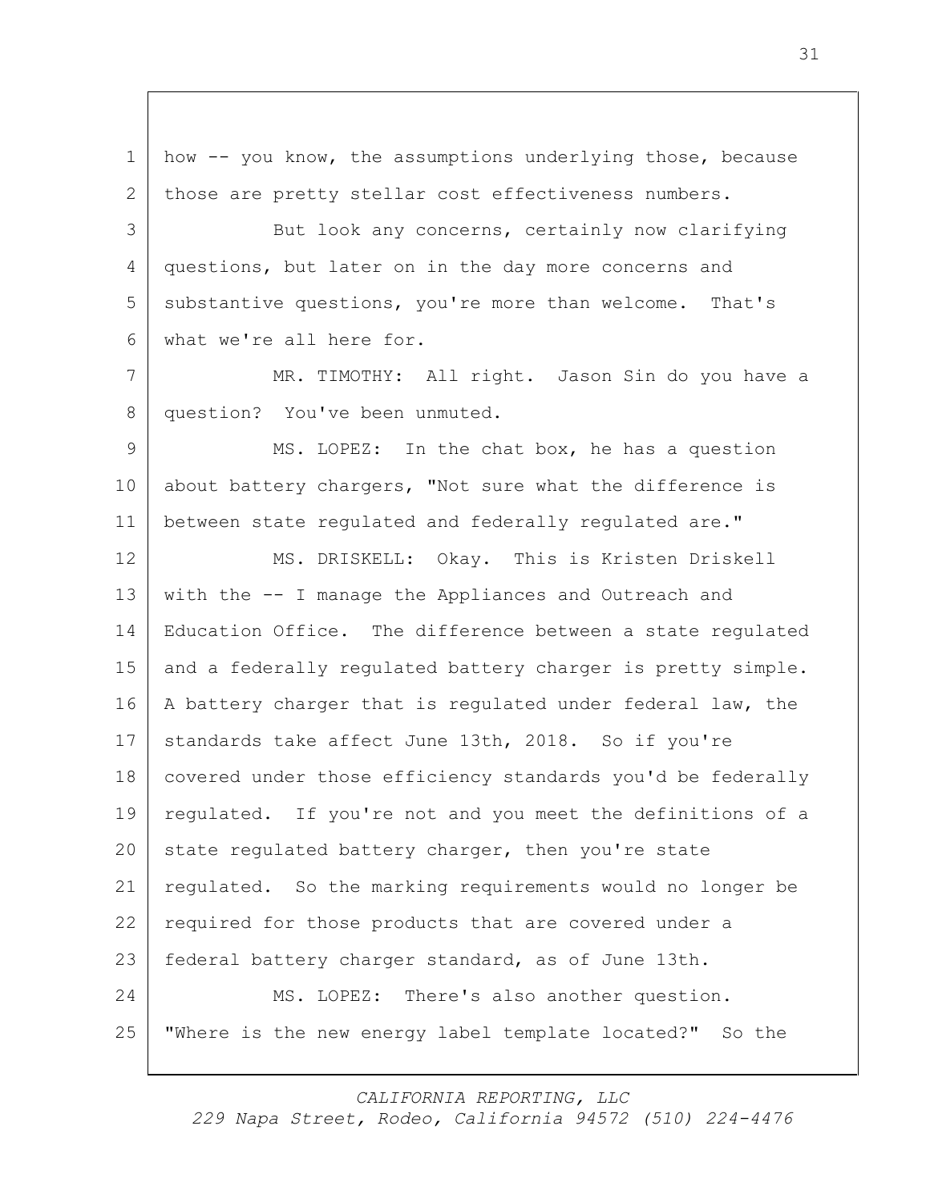how -- you know, the assumptions underlying those, because those are pretty stellar cost effectiveness numbers.

But look any concerns, certainly now clarifying questions, but later on in the day more concerns and substantive questions, you're more than welcome. That's what we're all here for.

MR. TIMOTHY: All right. Jason Sin do you have a question? You've been unmuted.

MS. LOPEZ: In the chat box, he has a question about battery chargers, "Not sure what the difference is between state regulated and federally regulated are."

MS. DRISKELL: Okay. This is Kristen Driskell with the -- I manage the Appliances and Outreach and Education Office. The difference between a state regulated and a federally regulated battery charger is pretty simple. A battery charger that is regulated under federal law, the standards take affect June 13th, 2018. So if you're covered under those efficiency standards you'd be federally regulated. If you're not and you meet the definitions of a state regulated battery charger, then you're state regulated. So the marking requirements would no longer be required for those products that are covered under a federal battery charger standard, as of June 13th.

MS. LOPEZ: There's also another question. "Where is the new energy label template located?" So the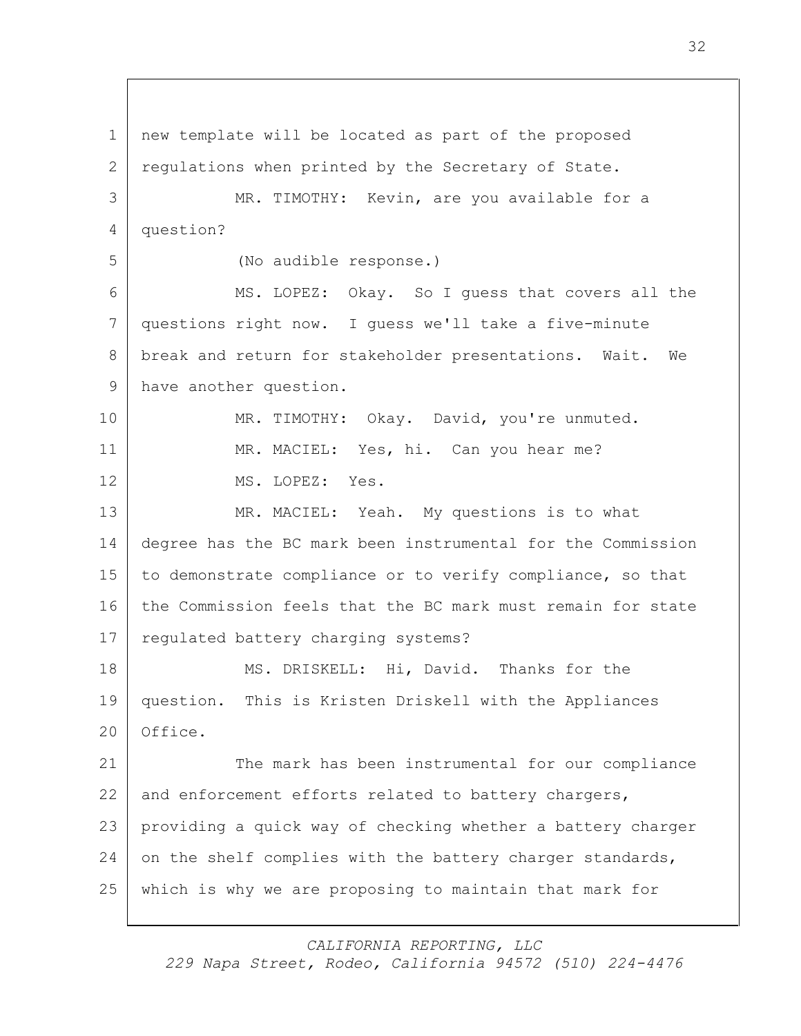new template will be located as part of the proposed regulations when printed by the Secretary of State.

MR. TIMOTHY: Kevin, are you available for a question?

(No audible response.)

MS. LOPEZ: Okay. So I guess that covers all the questions right now. I guess we'll take a five-minute break and return for stakeholder presentations. Wait. We have another question.

MR. TIMOTHY: Okay. David, you're unmuted.

MR. MACIEL: Yes, hi. Can you hear me?

MS. LOPEZ: Yes.

MR. MACIEL: Yeah. My questions is to what degree has the BC mark been instrumental for the Commission to demonstrate compliance or to verify compliance, so that the Commission feels that the BC mark must remain for state regulated battery charging systems?

MS. DRISKELL: Hi, David. Thanks for the question. This is Kristen Driskell with the Appliances Office.

The mark has been instrumental for our compliance and enforcement efforts related to battery chargers, providing a quick way of checking whether a battery charger on the shelf complies with the battery charger standards, which is why we are proposing to maintain that mark for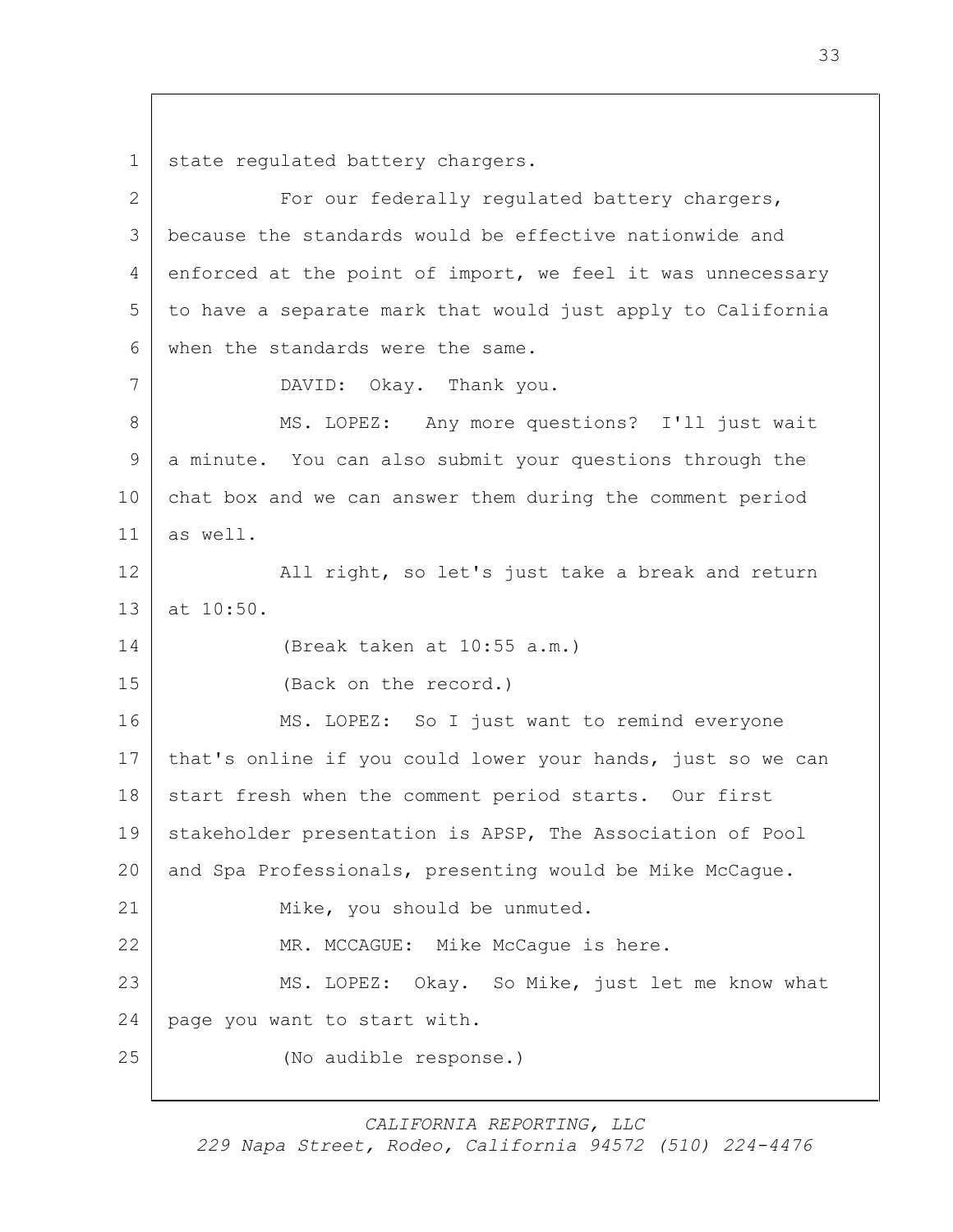state regulated battery chargers.

For our federally regulated battery chargers, because the standards would be effective nationwide and enforced at the point of import, we feel it was unnecessary to have a separate mark that would just apply to California when the standards were the same.

DAVID: Okay. Thank you.

MS. LOPEZ: Any more questions? I'll just wait a minute. You can also submit your questions through the chat box and we can answer them during the comment period as well.

All right, so let's just take a break and return at 10:50.

(Break taken at 10:55 a.m.)

(Back on the record.)

MS. LOPEZ: So I just want to remind everyone that's online if you could lower your hands, just so we can start fresh when the comment period starts. Our first stakeholder presentation is APSP, The Association of Pool and Spa Professionals, presenting would be Mike McCague.

Mike, you should be unmuted.

MR. MCCAGUE: Mike McCague is here.

MS. LOPEZ: Okay. So Mike, just let me know what page you want to start with.

(No audible response.)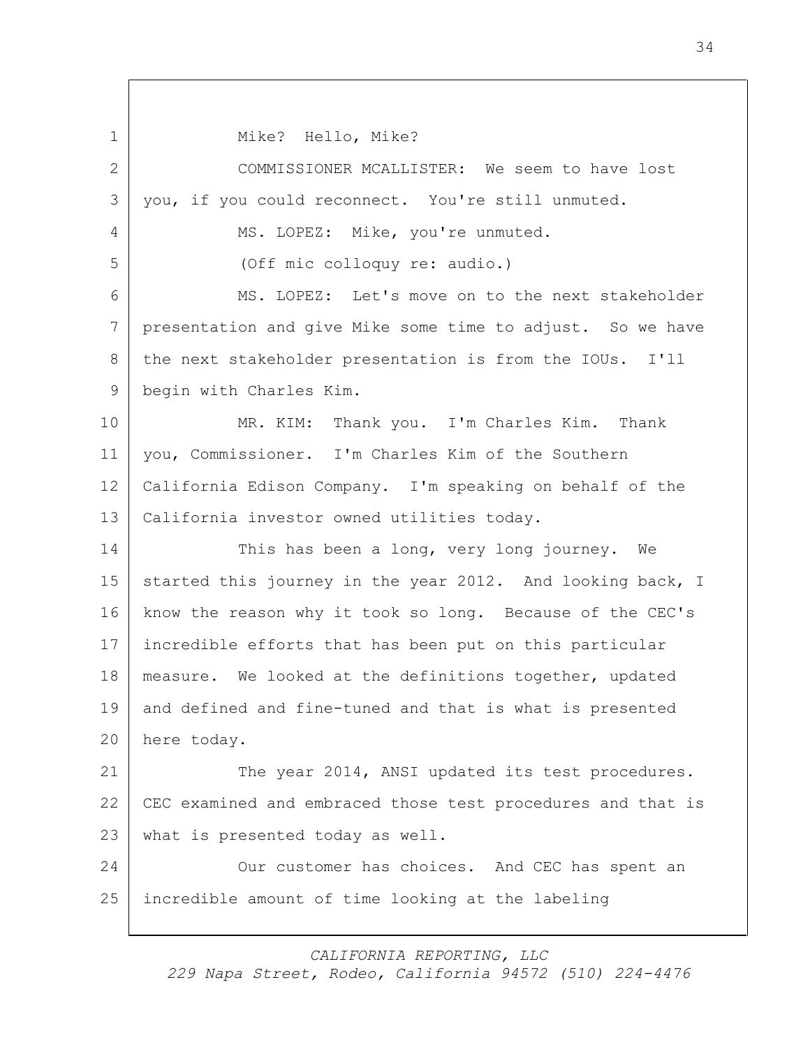Mike? Hello, Mike?

COMMISSIONER MCALLISTER: We seem to have lost you, if you could reconnect. You're still unmuted.

MS. LOPEZ: Mike, you're unmuted.

(Off mic colloquy re: audio.)

MS. LOPEZ: Let's move on to the next stakeholder presentation and give Mike some time to adjust. So we have the next stakeholder presentation is from the IOUs. I'll begin with Charles Kim.

MR. KIM: Thank you. I'm Charles Kim. Thank you, Commissioner. I'm Charles Kim of the Southern California Edison Company. I'm speaking on behalf of the California investor owned utilities today.

This has been a long, very long journey. We started this journey in the year 2012. And looking back, I know the reason why it took so long. Because of the CEC's incredible efforts that has been put on this particular measure. We looked at the definitions together, updated and defined and fine-tuned and that is what is presented here today.

The year 2014, ANSI updated its test procedures. CEC examined and embraced those test procedures and that is what is presented today as well.

Our customer has choices. And CEC has spent an incredible amount of time looking at the labeling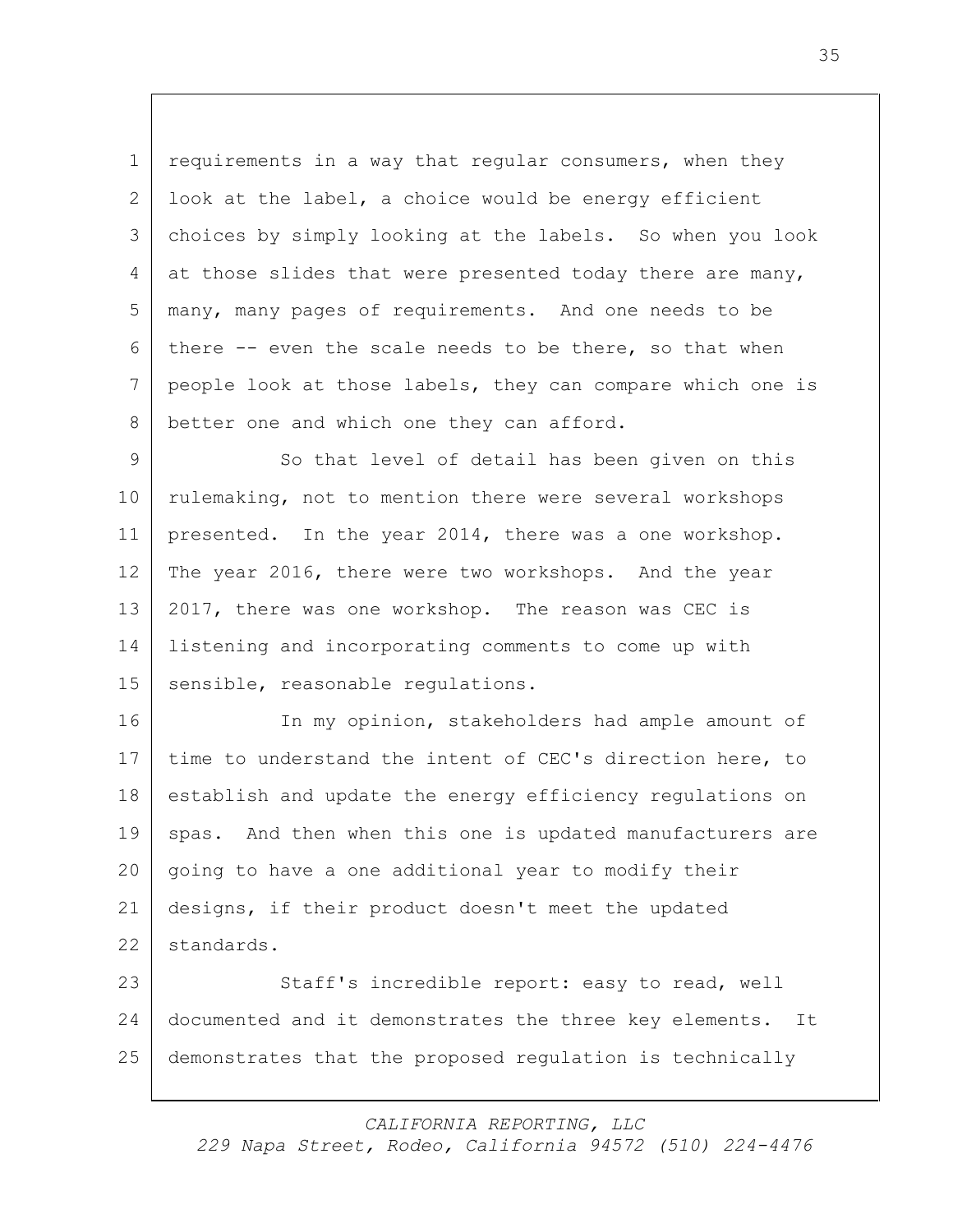requirements in a way that regular consumers, when they look at the label, a choice would be energy efficient choices by simply looking at the labels. So when you look at those slides that were presented today there are many, many, many pages of requirements. And one needs to be there -- even the scale needs to be there, so that when people look at those labels, they can compare which one is better one and which one they can afford.

So that level of detail has been given on this rulemaking, not to mention there were several workshops presented. In the year 2014, there was a one workshop. The year 2016, there were two workshops. And the year 2017, there was one workshop. The reason was CEC is listening and incorporating comments to come up with sensible, reasonable regulations.

In my opinion, stakeholders had ample amount of time to understand the intent of CEC's direction here, to establish and update the energy efficiency regulations on spas. And then when this one is updated manufacturers are going to have a one additional year to modify their designs, if their product doesn't meet the updated standards.

Staff's incredible report: easy to read, well documented and it demonstrates the three key elements. It demonstrates that the proposed regulation is technically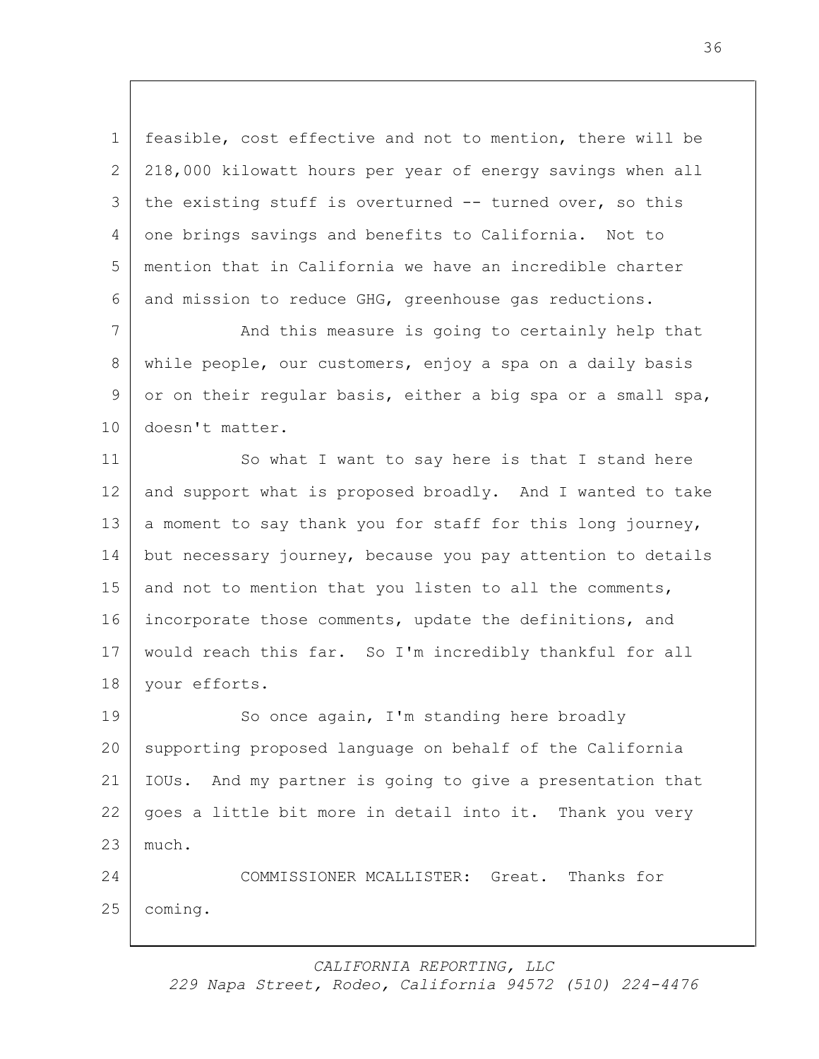feasible, cost effective and not to mention, there will be 218,000 kilowatt hours per year of energy savings when all the existing stuff is overturned -- turned over, so this one brings savings and benefits to California. Not to mention that in California we have an incredible charter and mission to reduce GHG, greenhouse gas reductions.

And this measure is going to certainly help that while people, our customers, enjoy a spa on a daily basis or on their regular basis, either a big spa or a small spa, doesn't matter.

So what I want to say here is that I stand here and support what is proposed broadly. And I wanted to take a moment to say thank you for staff for this long journey, but necessary journey, because you pay attention to details and not to mention that you listen to all the comments, incorporate those comments, update the definitions, and would reach this far. So I'm incredibly thankful for all your efforts.

So once again, I'm standing here broadly supporting proposed language on behalf of the California IOUs. And my partner is going to give a presentation that goes a little bit more in detail into it. Thank you very much.

COMMISSIONER MCALLISTER: Great. Thanks for coming.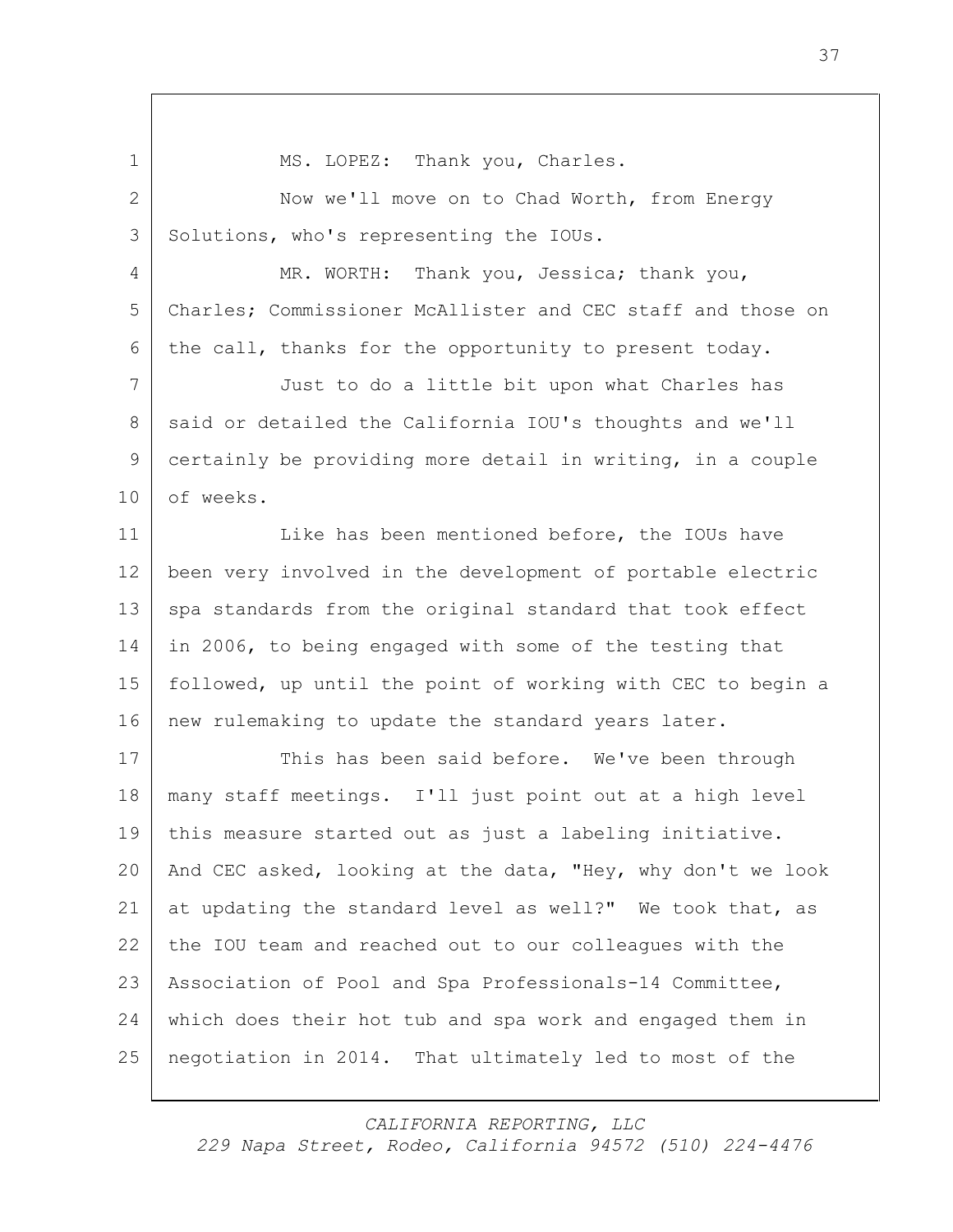MS. LOPEZ: Thank you, Charles.

Now we'll move on to Chad Worth, from Energy Solutions, who's representing the IOUs.

MR. WORTH: Thank you, Jessica; thank you, Charles; Commissioner McAllister and CEC staff and those on the call, thanks for the opportunity to present today.

Just to do a little bit upon what Charles has said or detailed the California IOU's thoughts and we'll certainly be providing more detail in writing, in a couple of weeks.

Like has been mentioned before, the IOUs have been very involved in the development of portable electric spa standards from the original standard that took effect in 2006, to being engaged with some of the testing that followed, up until the point of working with CEC to begin a new rulemaking to update the standard years later.

This has been said before. We've been through many staff meetings. I'll just point out at a high level this measure started out as just a labeling initiative. And CEC asked, looking at the data, "Hey, why don't we look at updating the standard level as well?" We took that, as the IOU team and reached out to our colleagues with the Association of Pool and Spa Professionals-14 Committee, which does their hot tub and spa work and engaged them in negotiation in 2014. That ultimately led to most of the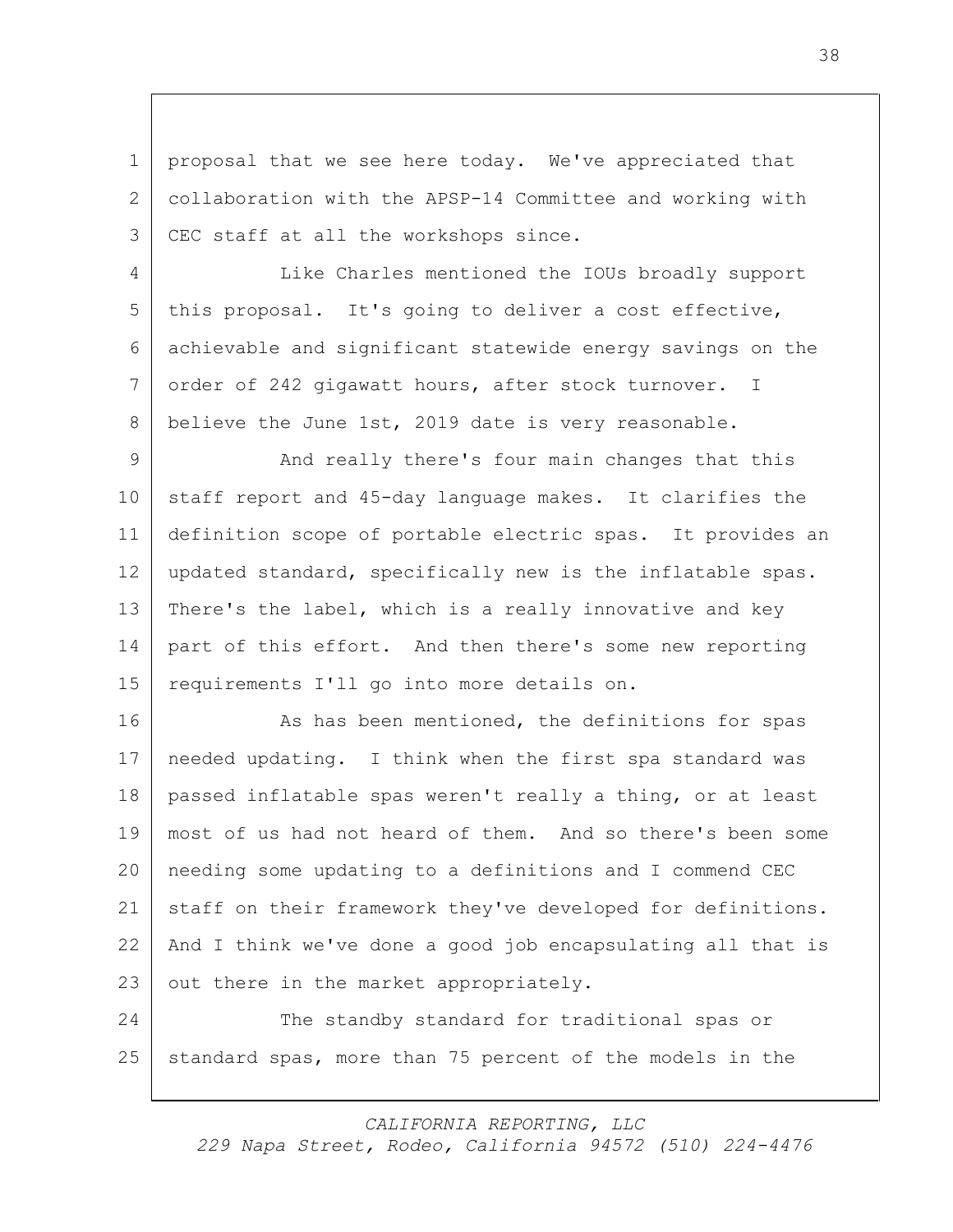proposal that we see here today. We've appreciated that collaboration with the APSP-14 Committee and working with CEC staff at all the workshops since.

Like Charles mentioned the IOUs broadly support this proposal. It's going to deliver a cost effective, achievable and significant statewide energy savings on the order of 242 gigawatt hours, after stock turnover. I believe the June 1st, 2019 date is very reasonable.

And really there's four main changes that this staff report and 45-day language makes. It clarifies the definition scope of portable electric spas. It provides an updated standard, specifically new is the inflatable spas. There's the label, which is a really innovative and key part of this effort. And then there's some new reporting requirements I'll go into more details on.

As has been mentioned, the definitions for spas needed updating. I think when the first spa standard was passed inflatable spas weren't really a thing, or at least most of us had not heard of them. And so there's been some needing some updating to a definitions and I commend CEC staff on their framework they've developed for definitions. And I think we've done a good job encapsulating all that is out there in the market appropriately.

The standby standard for traditional spas or standard spas, more than 75 percent of the models in the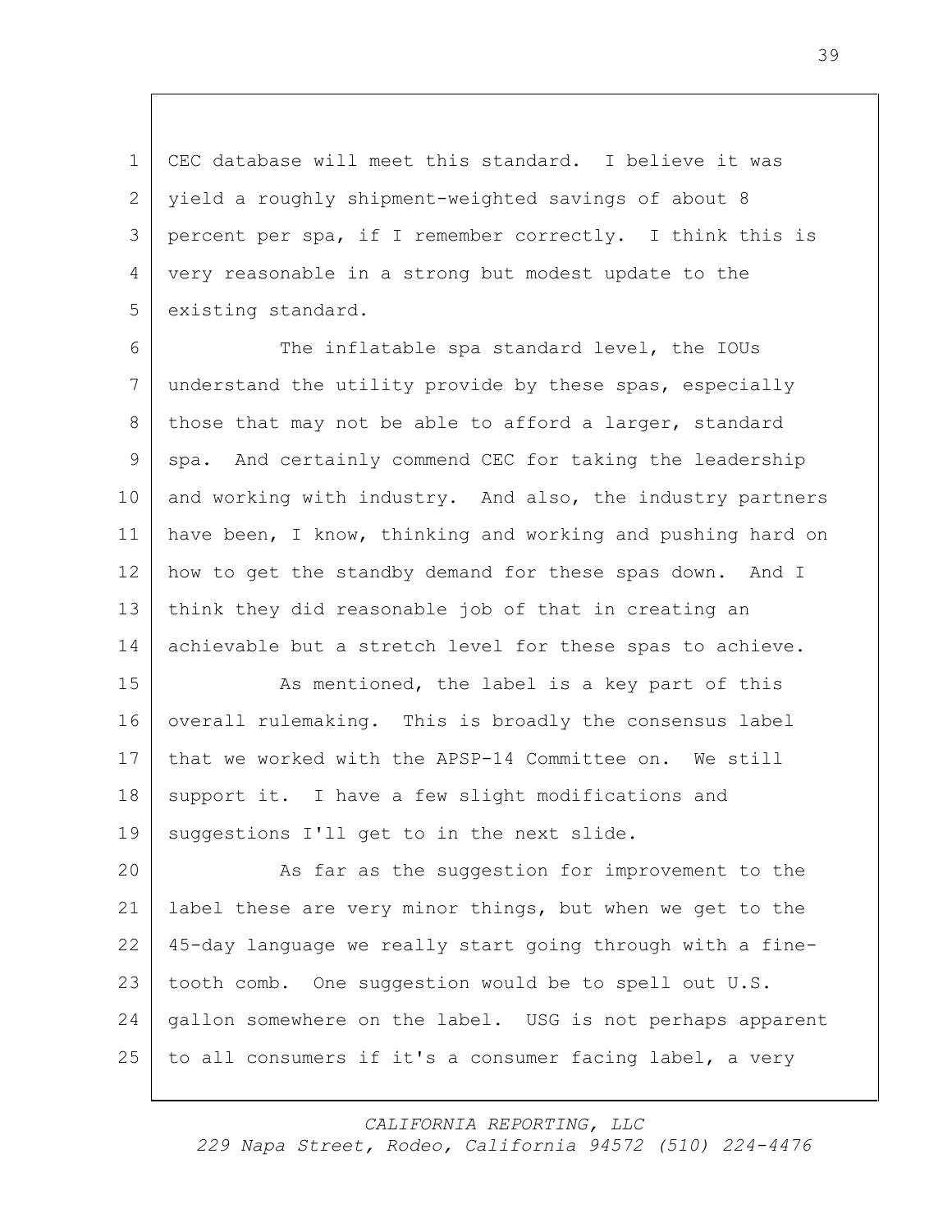CEC database will meet this standard. I believe it was yield a roughly shipment-weighted savings of about 8 percent per spa, if I remember correctly. I think this is very reasonable in a strong but modest update to the existing standard.

The inflatable spa standard level, the IOUs understand the utility provide by these spas, especially those that may not be able to afford a larger, standard spa. And certainly commend CEC for taking the leadership and working with industry. And also, the industry partners have been, I know, thinking and working and pushing hard on how to get the standby demand for these spas down. And I think they did reasonable job of that in creating an achievable but a stretch level for these spas to achieve.

As mentioned, the label is a key part of this overall rulemaking. This is broadly the consensus label that we worked with the APSP-14 Committee on. We still support it. I have a few slight modifications and suggestions I'll get to in the next slide.

As far as the suggestion for improvement to the label these are very minor things, but when we get to the 45-day language we really start going through with a fine-tooth comb. One suggestion would be to spell out U.S. gallon somewhere on the label. USG is not perhaps apparent to all consumers if it's a consumer facing label, a very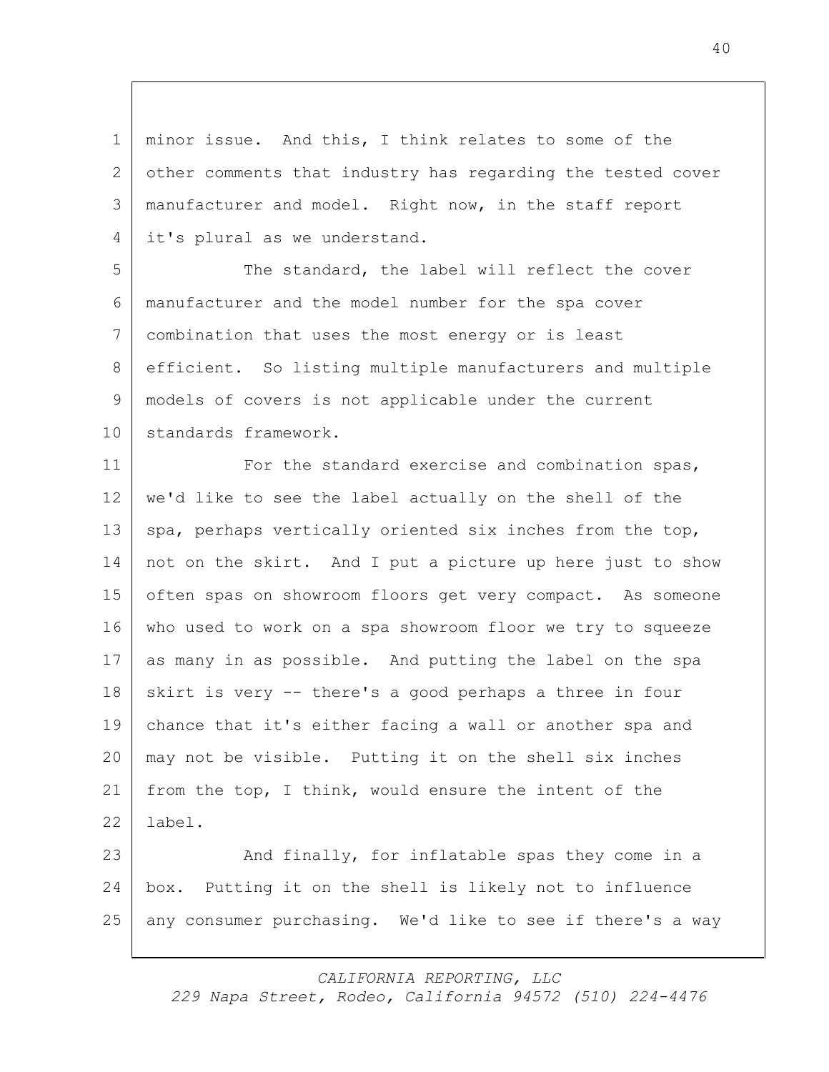minor issue. And this, I think relates to some of the other comments that industry has regarding the tested cover manufacturer and model. Right now, in the staff report it's plural as we understand.

The standard, the label will reflect the cover manufacturer and the model number for the spa cover combination that uses the most energy or is least efficient. So listing multiple manufacturers and multiple models of covers is not applicable under the current standards framework.

For the standard exercise and combination spas, we'd like to see the label actually on the shell of the spa, perhaps vertically oriented six inches from the top, not on the skirt. And I put a picture up here just to show often spas on showroom floors get very compact. As someone who used to work on a spa showroom floor we try to squeeze as many in as possible. And putting the label on the spa skirt is very -- there's a good perhaps a three in four chance that it's either facing a wall or another spa and may not be visible. Putting it on the shell six inches from the top, I think, would ensure the intent of the label.

And finally, for inflatable spas they come in a box. Putting it on the shell is likely not to influence any consumer purchasing. We'd like to see if there's a way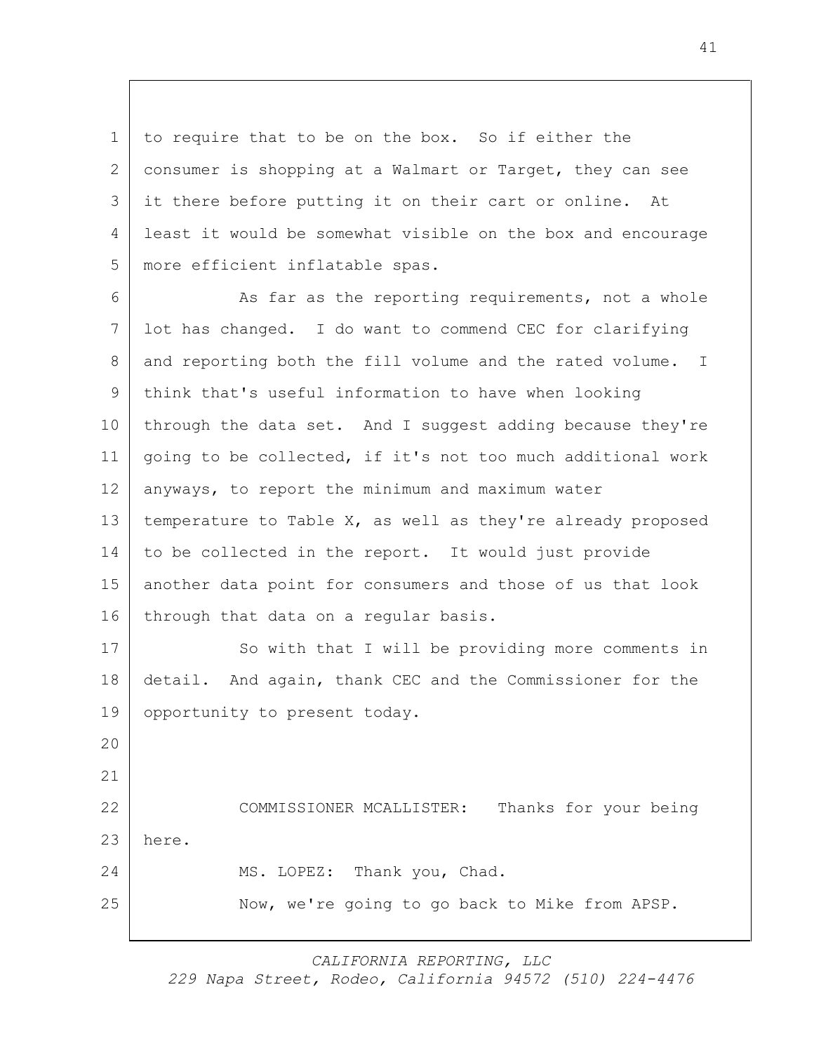to require that to be on the box. So if either the consumer is shopping at a Walmart or Target, they can see it there before putting it on their cart or online. At least it would be somewhat visible on the box and encourage more efficient inflatable spas.

As far as the reporting requirements, not a whole lot has changed. I do want to commend CEC for clarifying and reporting both the fill volume and the rated volume. I think that's useful information to have when looking through the data set. And I suggest adding because they're going to be collected, if it's not too much additional work anyways, to report the minimum and maximum water temperature to Table X, as well as they're already proposed to be collected in the report. It would just provide another data point for consumers and those of us that look through that data on a regular basis.

So with that I will be providing more comments in detail. And again, thank CEC and the Commissioner for the opportunity to present today.

COMMISSIONER MCALLISTER: Thanks for your being here.

MS. LOPEZ: Thank you, Chad.

Now, we're going to go back to Mike from APSP.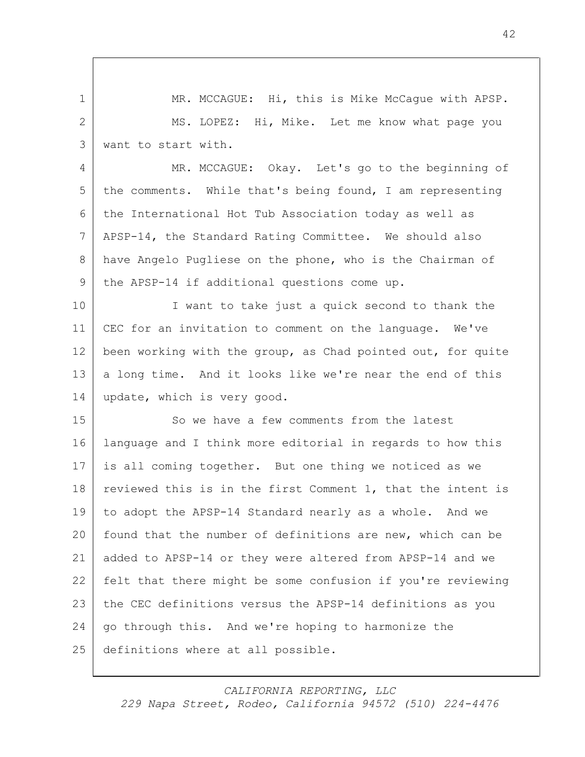MR. MCCAGUE: Hi, this is Mike McCague with APSP.

MS. LOPEZ: Hi, Mike. Let me know what page you want to start with.

MR. MCCAGUE: Okay. Let's go to the beginning of the comments. While that's being found, I am representing the International Hot Tub Association today as well as APSP-14, the Standard Rating Committee. We should also have Angelo Pugliese on the phone, who is the Chairman of the APSP-14 if additional questions come up.

I want to take just a quick second to thank the CEC for an invitation to comment on the language. We've been working with the group, as Chad pointed out, for quite a long time. And it looks like we're near the end of this update, which is very good.

So we have a few comments from the latest language and I think more editorial in regards to how this is all coming together. But one thing we noticed as we reviewed this is in the first Comment 1, that the intent is to adopt the APSP-14 Standard nearly as a whole. And we found that the number of definitions are new, which can be added to APSP-14 or they were altered from APSP-14 and we felt that there might be some confusion if you're reviewing the CEC definitions versus the APSP-14 definitions as you go through this. And we're hoping to harmonize the definitions where at all possible.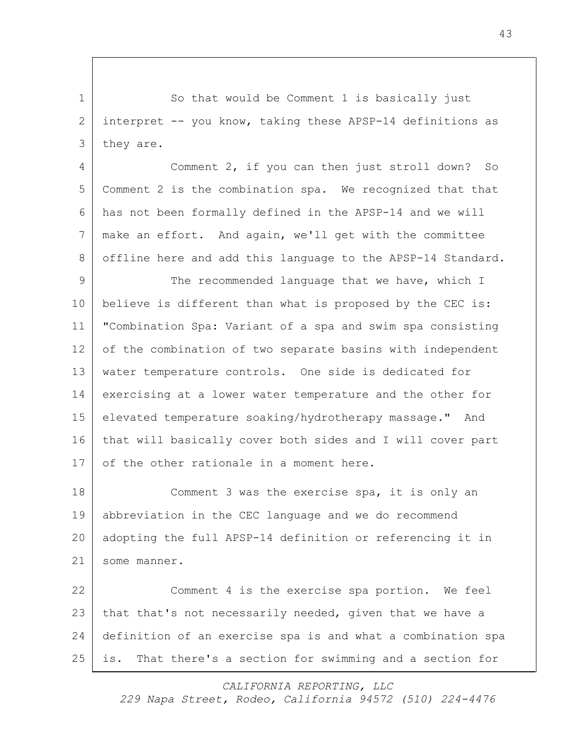So that would be Comment 1 is basically just interpret -- you know, taking these APSP-14 definitions as they are.

Comment 2, if you can then just stroll down? So Comment 2 is the combination spa. We recognized that that has not been formally defined in the APSP-14 and we will make an effort. And again, we'll get with the committee offline here and add this language to the APSP-14 Standard.

The recommended language that we have, which I believe is different than what is proposed by the CEC is: "Combination Spa: Variant of a spa and swim spa consisting of the combination of two separate basins with independent water temperature controls. One side is dedicated for exercising at a lower water temperature and the other for elevated temperature soaking/hydrotherapy massage." And that will basically cover both sides and I will cover part of the other rationale in a moment here.

Comment 3 was the exercise spa, it is only an abbreviation in the CEC language and we do recommend adopting the full APSP-14 definition or referencing it in some manner.

Comment 4 is the exercise spa portion. We feel that that's not necessarily needed, given that we have a definition of an exercise spa is and what a combination spa is. That there's a section for swimming and a section for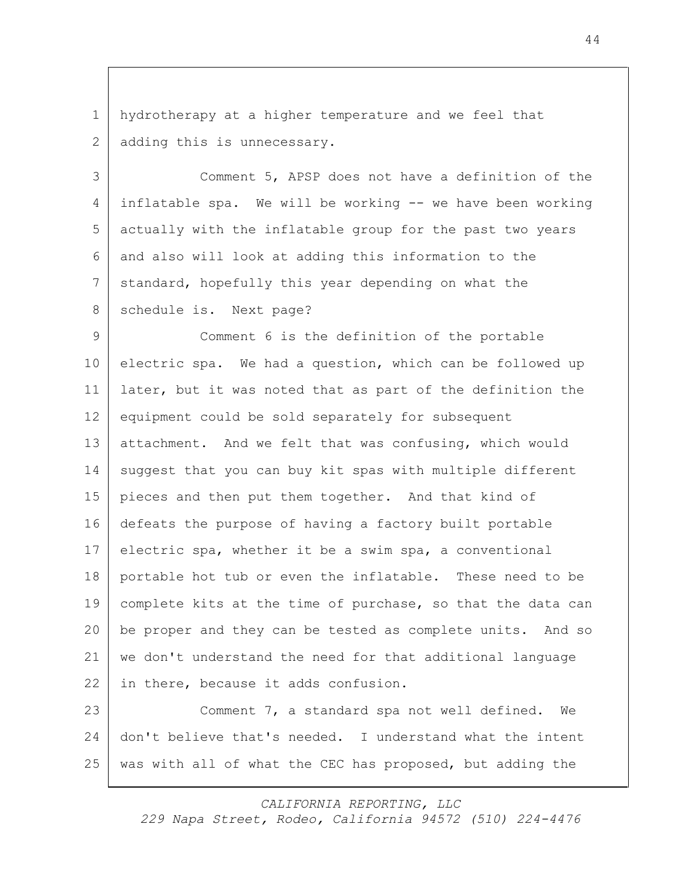hydrotherapy at a higher temperature and we feel that adding this is unnecessary.

Comment 5, APSP does not have a definition of the inflatable spa. We will be working -- we have been working actually with the inflatable group for the past two years and also will look at adding this information to the standard, hopefully this year depending on what the schedule is. Next page?

Comment 6 is the definition of the portable electric spa. We had a question, which can be followed up later, but it was noted that as part of the definition the equipment could be sold separately for subsequent attachment. And we felt that was confusing, which would suggest that you can buy kit spas with multiple different pieces and then put them together. And that kind of defeats the purpose of having a factory built portable electric spa, whether it be a swim spa, a conventional portable hot tub or even the inflatable. These need to be complete kits at the time of purchase, so that the data can be proper and they can be tested as complete units. And so we don't understand the need for that additional language in there, because it adds confusion.

Comment 7, a standard spa not well defined. We don't believe that's needed. I understand what the intent was with all of what the CEC has proposed, but adding the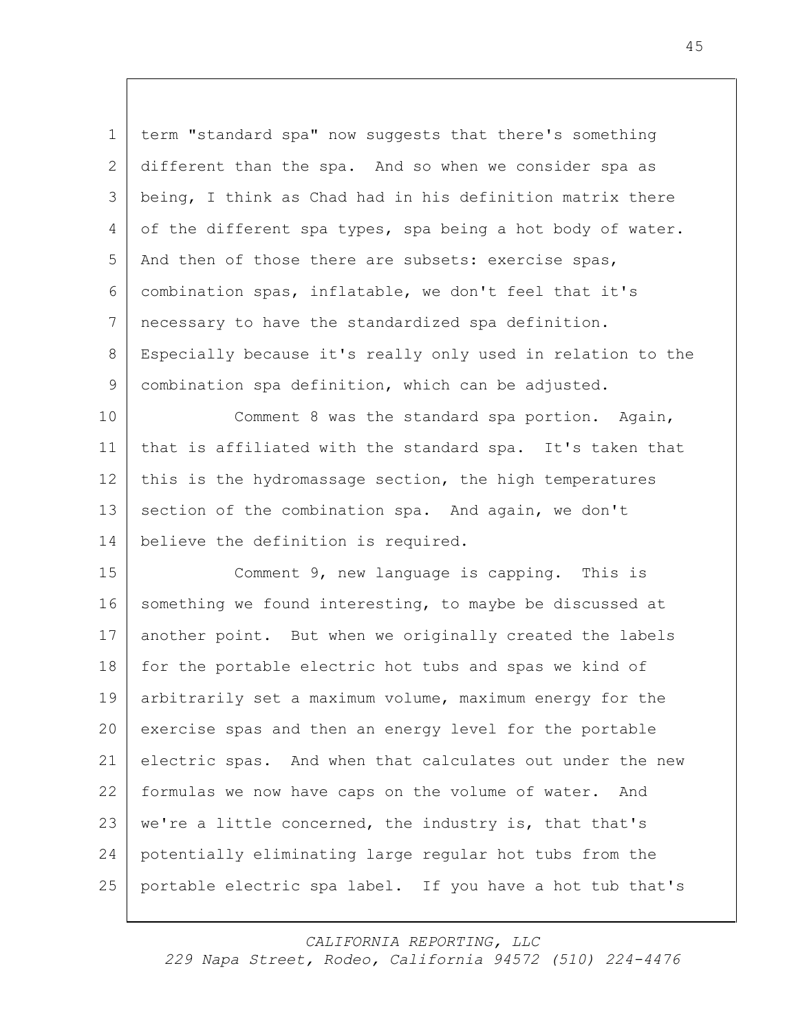term "standard spa" now suggests that there's something different than the spa. And so when we consider spa as being, I think as Chad had in his definition matrix there of the different spa types, spa being a hot body of water. And then of those there are subsets: exercise spas, combination spas, inflatable, we don't feel that it's necessary to have the standardized spa definition. Especially because it's really only used in relation to the combination spa definition, which can be adjusted.

Comment 8 was the standard spa portion. Again, that is affiliated with the standard spa. It's taken that this is the hydromassage section, the high temperatures section of the combination spa. And again, we don't believe the definition is required.

Comment 9, new language is capping. This is something we found interesting, to maybe be discussed at another point. But when we originally created the labels for the portable electric hot tubs and spas we kind of arbitrarily set a maximum volume, maximum energy for the exercise spas and then an energy level for the portable electric spas. And when that calculates out under the new formulas we now have caps on the volume of water. And we're a little concerned, the industry is, that that's potentially eliminating large regular hot tubs from the portable electric spa label. If you have a hot tub that's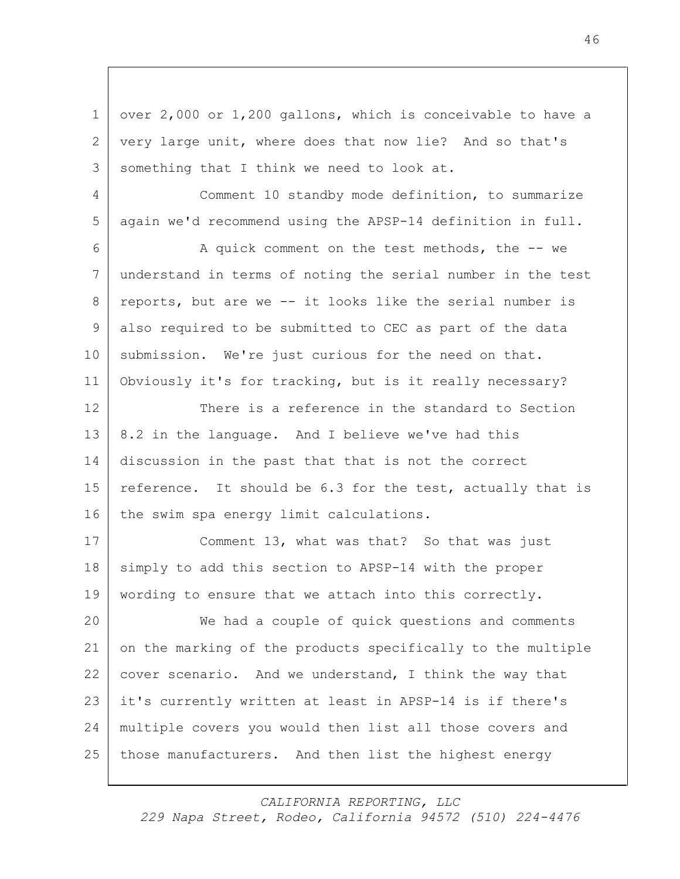over 2,000 or 1,200 gallons, which is conceivable to have a very large unit, where does that now lie? And so that's something that I think we need to look at.

Comment 10 standby mode definition, to summarize again we'd recommend using the APSP-14 definition in full.

A quick comment on the test methods, the -- we understand in terms of noting the serial number in the test reports, but are we -- it looks like the serial number is also required to be submitted to CEC as part of the data submission. We're just curious for the need on that. Obviously it's for tracking, but is it really necessary?

There is a reference in the standard to Section 8.2 in the language. And I believe we've had this discussion in the past that that is not the correct reference. It should be 6.3 for the test, actually that is the swim spa energy limit calculations.

Comment 13, what was that? So that was just simply to add this section to APSP-14 with the proper wording to ensure that we attach into this correctly.

We had a couple of quick questions and comments on the marking of the products specifically to the multiple cover scenario. And we understand, I think the way that it's currently written at least in APSP-14 is if there's multiple covers you would then list all those covers and those manufacturers. And then list the highest energy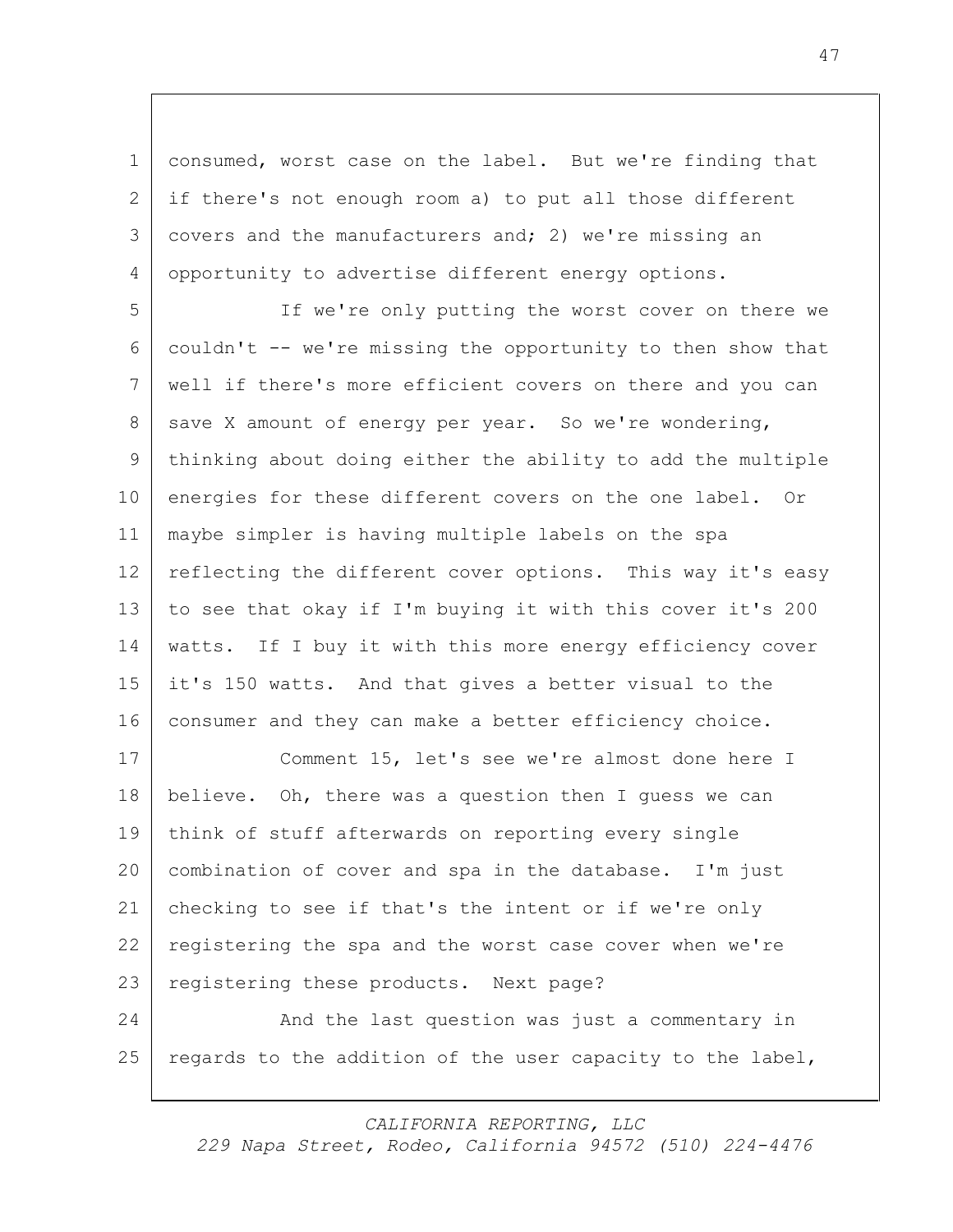consumed, worst case on the label. But we're finding that if there's not enough room a) to put all those different covers and the manufacturers and; 2) we're missing an opportunity to advertise different energy options.

If we're only putting the worst cover on there we couldn't -- we're missing the opportunity to then show that well if there's more efficient covers on there and you can save X amount of energy per year. So we're wondering, thinking about doing either the ability to add the multiple energies for these different covers on the one label. Or maybe simpler is having multiple labels on the spa reflecting the different cover options. This way it's easy to see that okay if I'm buying it with this cover it's 200 watts. If I buy it with this more energy efficiency cover it's 150 watts. And that gives a better visual to the consumer and they can make a better efficiency choice.

Comment 15, let's see we're almost done here I believe. Oh, there was a question then I guess we can think of stuff afterwards on reporting every single combination of cover and spa in the database. I'm just checking to see if that's the intent or if we're only registering the spa and the worst case cover when we're registering these products. Next page?

And the last question was just a commentary in regards to the addition of the user capacity to the label,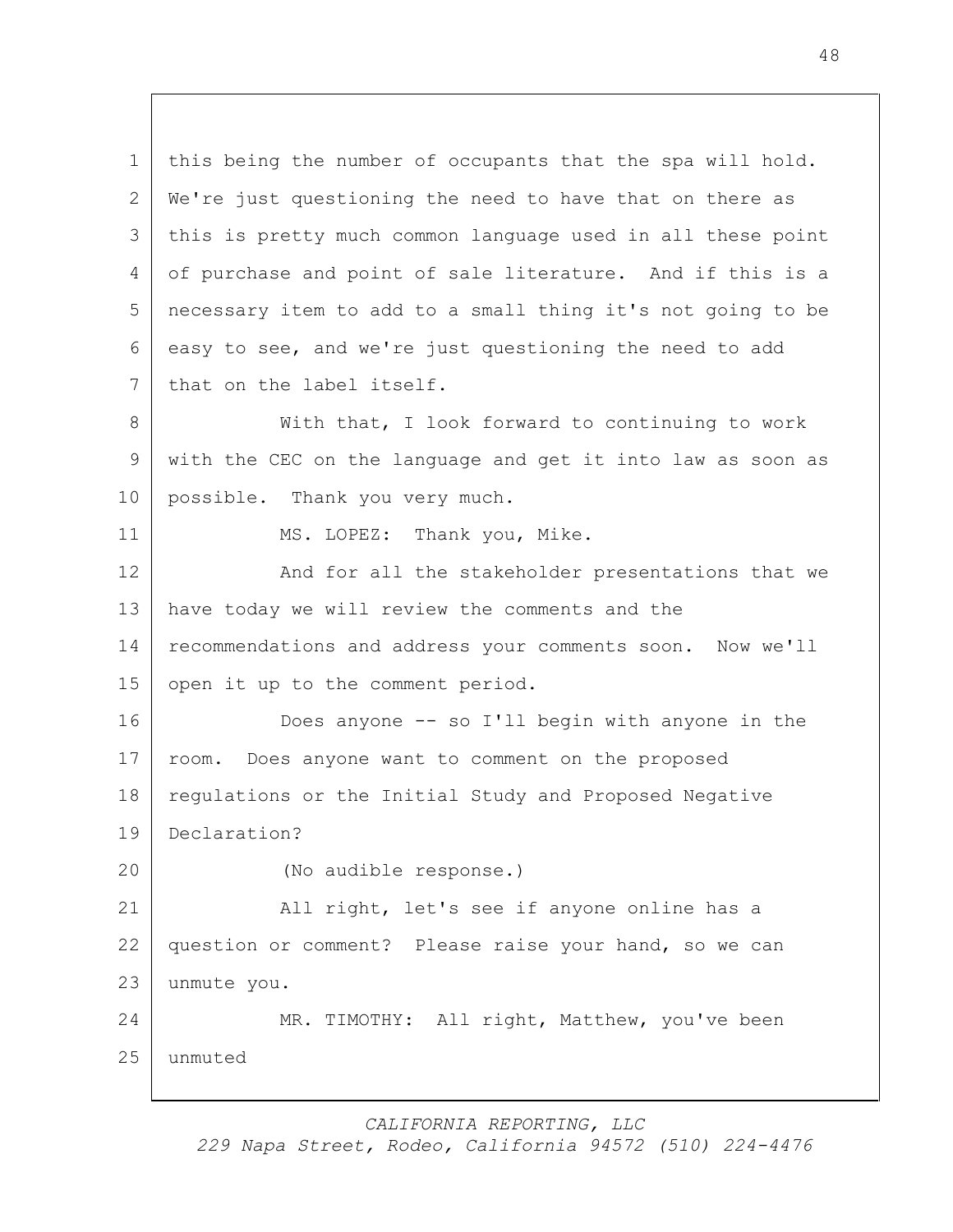this being the number of occupants that the spa will hold. We're just questioning the need to have that on there as this is pretty much common language used in all these point of purchase and point of sale literature. And if this is a necessary item to add to a small thing it's not going to be easy to see, and we're just questioning the need to add that on the label itself.

With that, I look forward to continuing to work with the CEC on the language and get it into law as soon as possible. Thank you very much.

MS. LOPEZ: Thank you, Mike.

And for all the stakeholder presentations that we have today we will review the comments and the recommendations and address your comments soon. Now we'll open it up to the comment period.

Does anyone -- so I'll begin with anyone in the room. Does anyone want to comment on the proposed regulations or the Initial Study and Proposed Negative Declaration?

(No audible response.)

All right, let's see if anyone online has a question or comment? Please raise your hand, so we can unmute you.

MR. TIMOTHY: All right, Matthew, you've been unmuted

*CALIFORNIA REPORTING, LLC*
*229 Napa Street, Rodeo, California 94572 (510) 224-4476*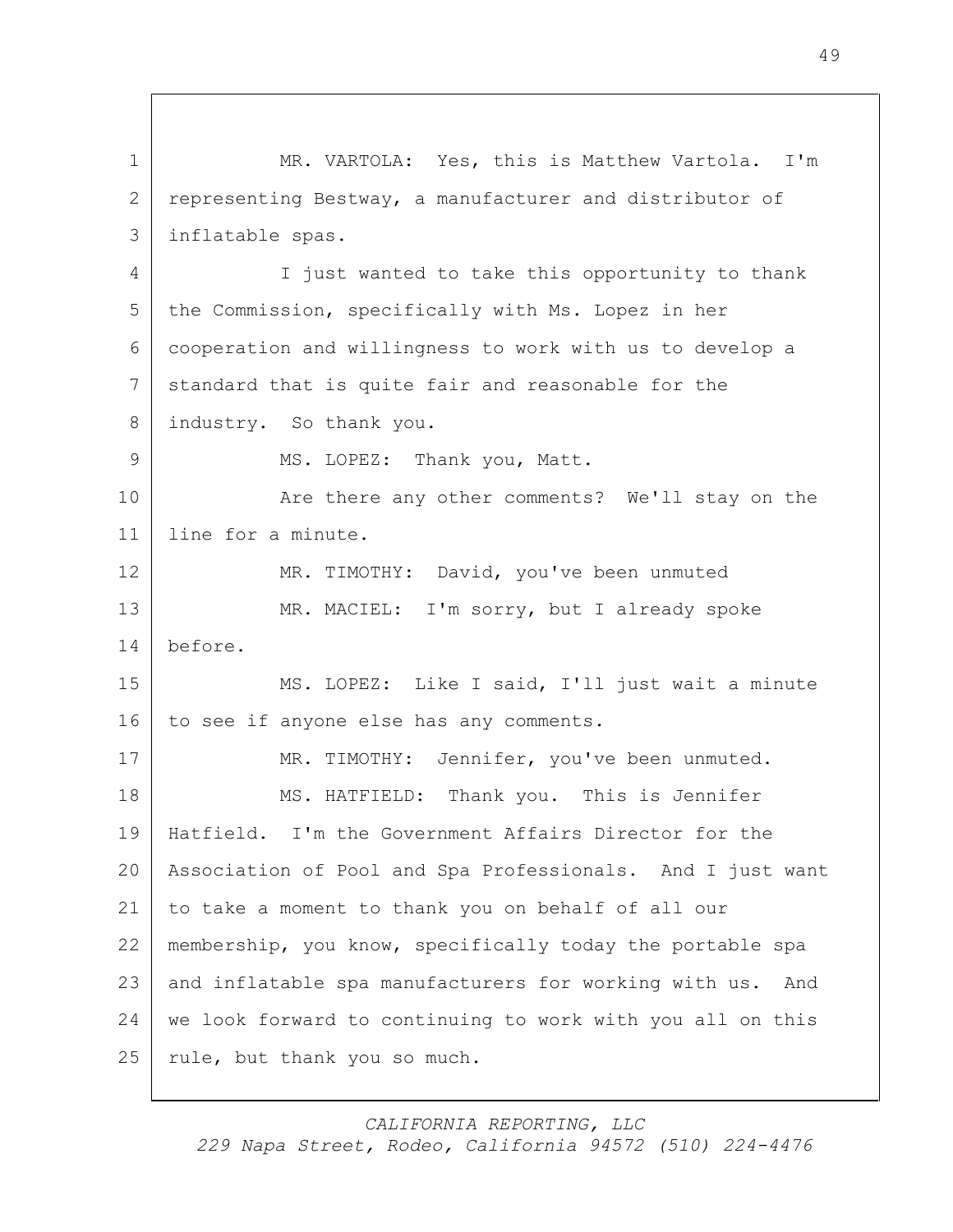MR. VARTOLA: Yes, this is Matthew Vartola. I'm representing Bestway, a manufacturer and distributor of inflatable spas.

I just wanted to take this opportunity to thank the Commission, specifically with Ms. Lopez in her cooperation and willingness to work with us to develop a standard that is quite fair and reasonable for the industry. So thank you.

MS. LOPEZ: Thank you, Matt.

Are there any other comments? We'll stay on the line for a minute.

MR. TIMOTHY: David, you've been unmuted

MR. MACIEL: I'm sorry, but I already spoke before.

MS. LOPEZ: Like I said, I'll just wait a minute to see if anyone else has any comments.

MR. TIMOTHY: Jennifer, you've been unmuted.

MS. HATFIELD: Thank you. This is Jennifer Hatfield. I'm the Government Affairs Director for the Association of Pool and Spa Professionals. And I just want to take a moment to thank you on behalf of all our membership, you know, specifically today the portable spa and inflatable spa manufacturers for working with us. And we look forward to continuing to work with you all on this rule, but thank you so much.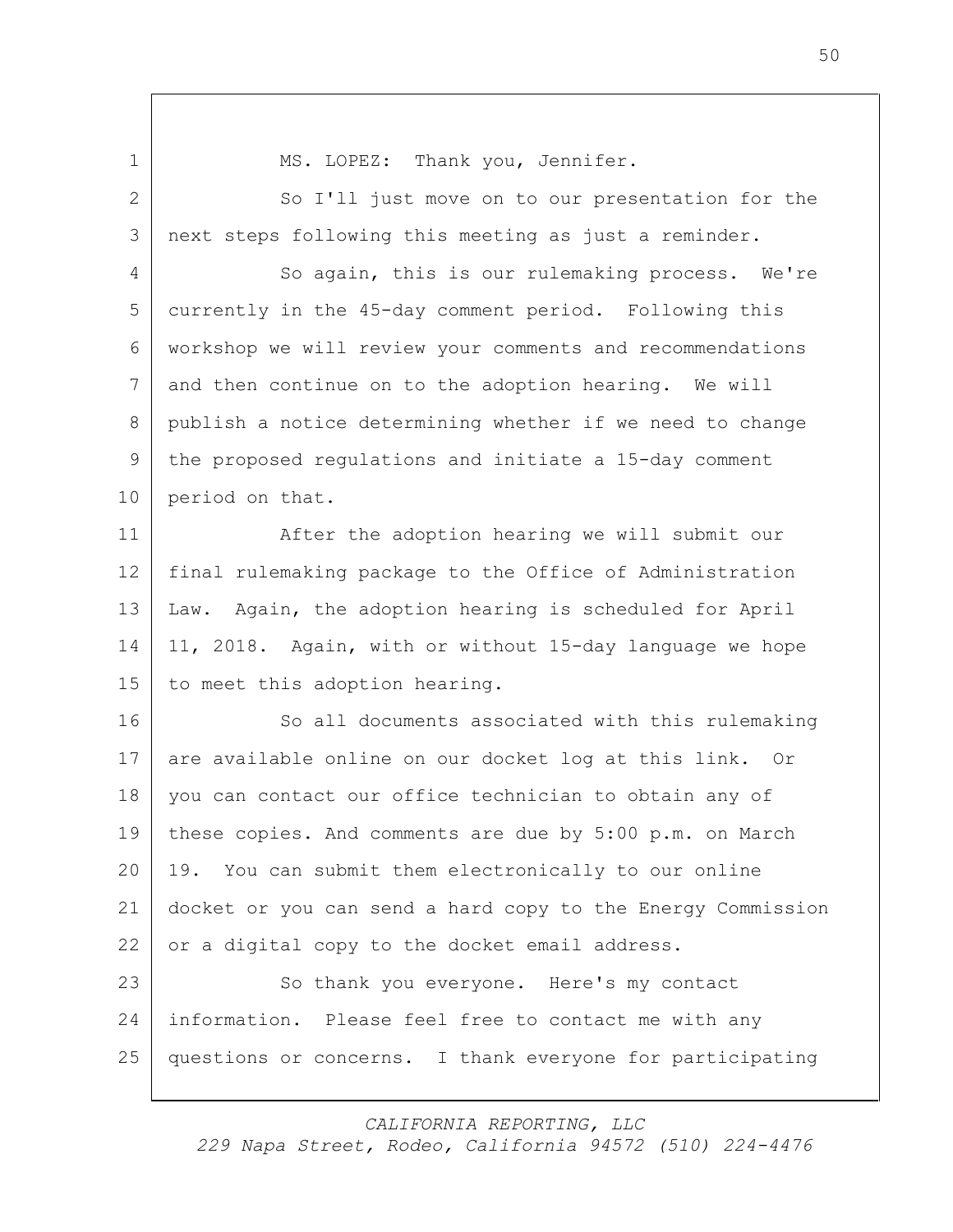MS. LOPEZ: Thank you, Jennifer.

So I'll just move on to our presentation for the next steps following this meeting as just a reminder.

So again, this is our rulemaking process. We're currently in the 45-day comment period. Following this workshop we will review your comments and recommendations and then continue on to the adoption hearing. We will publish a notice determining whether if we need to change the proposed regulations and initiate a 15-day comment period on that.

After the adoption hearing we will submit our final rulemaking package to the Office of Administration Law. Again, the adoption hearing is scheduled for April 11, 2018. Again, with or without 15-day language we hope to meet this adoption hearing.

So all documents associated with this rulemaking are available online on our docket log at this link. Or you can contact our office technician to obtain any of these copies. And comments are due by 5:00 p.m. on March 19. You can submit them electronically to our online docket or you can send a hard copy to the Energy Commission or a digital copy to the docket email address.

So thank you everyone. Here's my contact information. Please feel free to contact me with any questions or concerns. I thank everyone for participating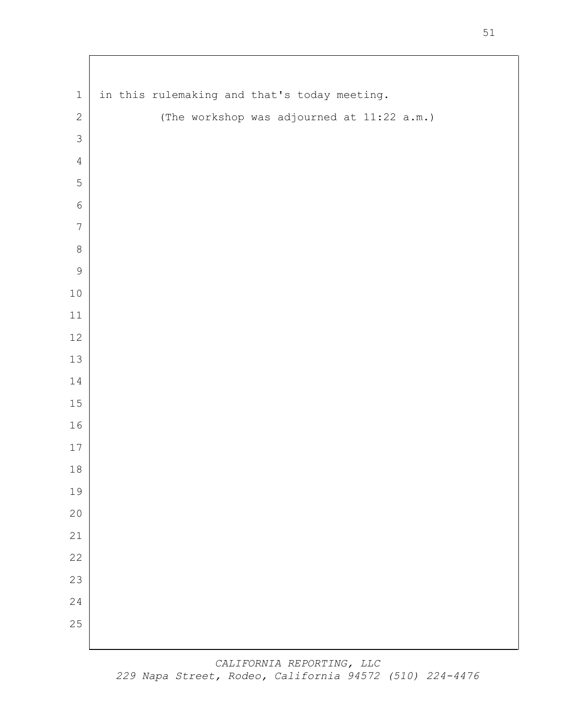in this rulemaking and that's today meeting.

(The workshop was adjourned at 11:22 a.m.)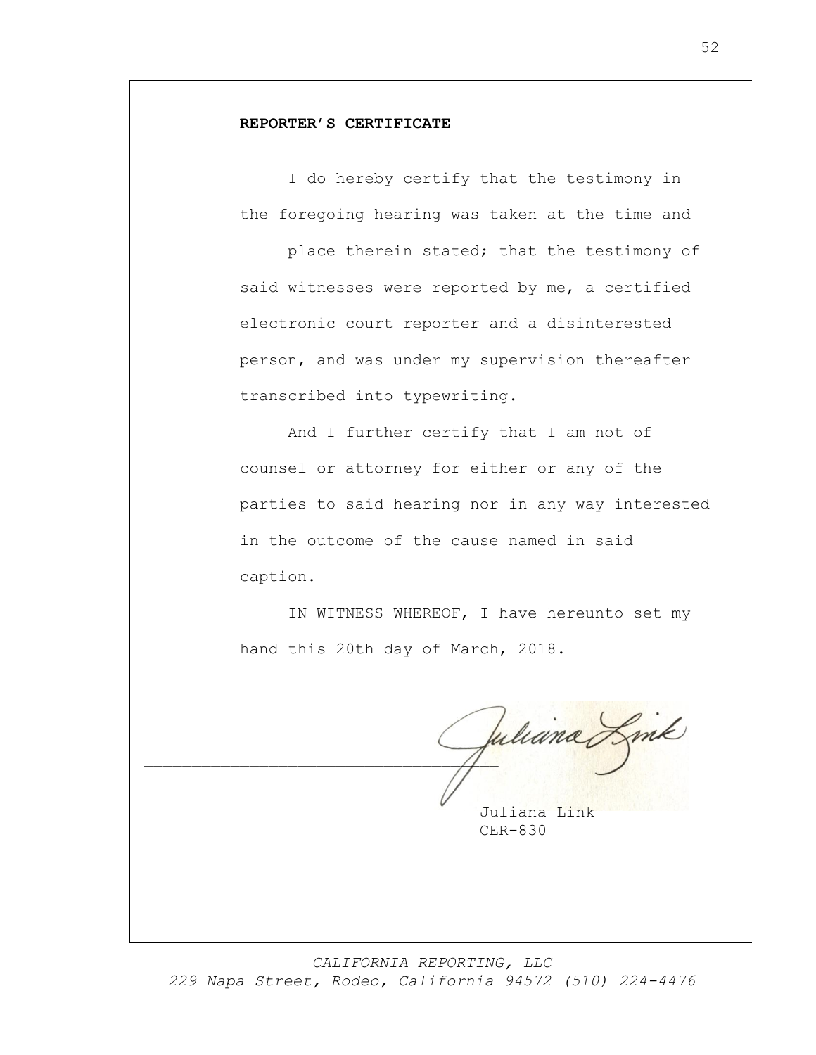**REPORTER'S CERTIFICATE**

I do hereby certify that the testimony in the foregoing hearing was taken at the time and place therein stated; that the testimony of said witnesses were reported by me, a certified electronic court reporter and a disinterested person, and was under my supervision thereafter transcribed into typewriting.

And I further certify that I am not of counsel or attorney for either or any of the parties to said hearing nor in any way interested in the outcome of the cause named in said caption.

IN WITNESS WHEREOF, I have hereunto set my hand this 20th day of March, 2018.

Juliana Link
CER-830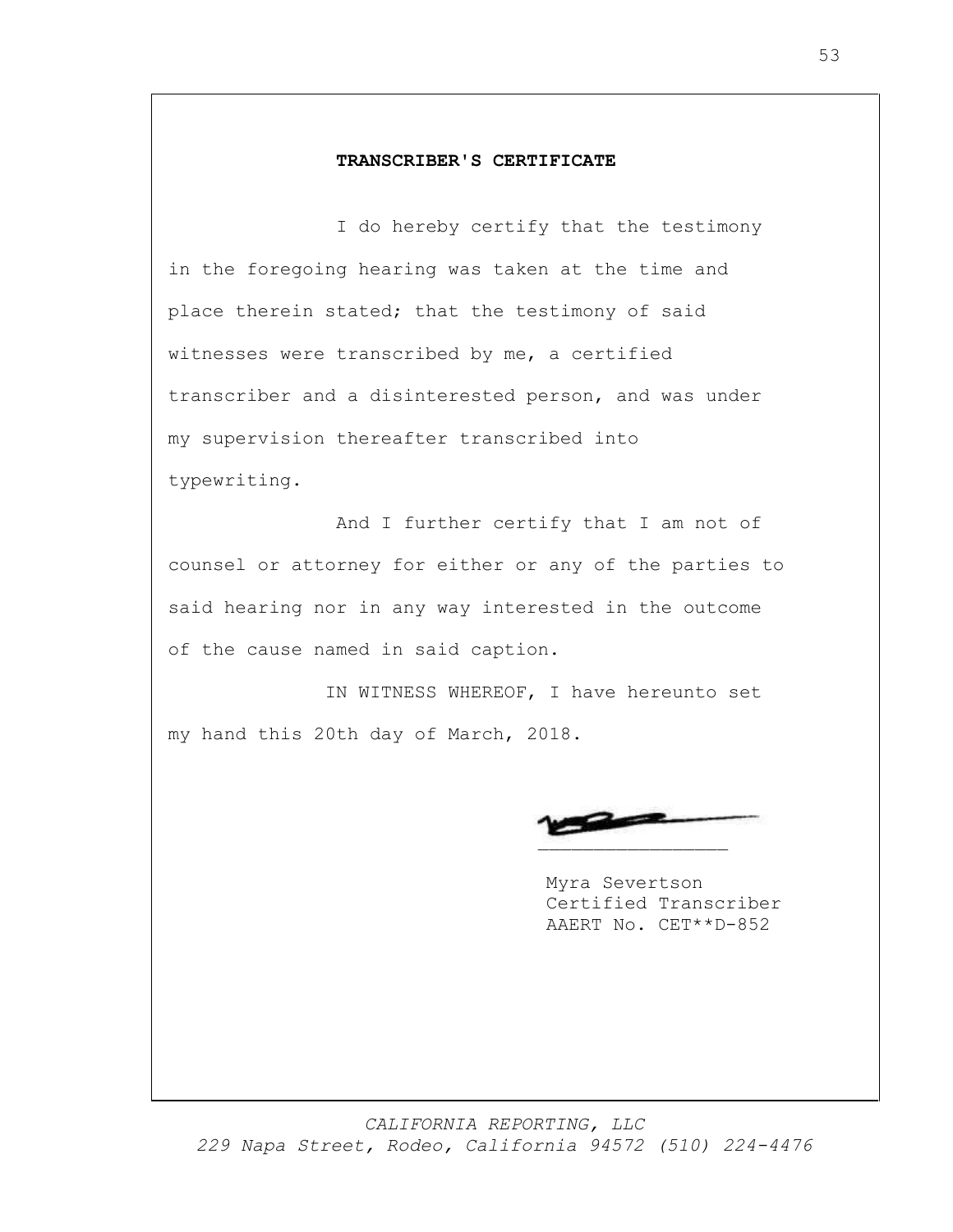**TRANSCRIBER'S CERTIFICATE**

I do hereby certify that the testimony in the foregoing hearing was taken at the time and place therein stated; that the testimony of said witnesses were transcribed by me, a certified transcriber and a disinterested person, and was under my supervision thereafter transcribed into typewriting.

And I further certify that I am not of counsel or attorney for either or any of the parties to said hearing nor in any way interested in the outcome of the cause named in said caption.

IN WITNESS WHEREOF, I have hereunto set my hand this 20th day of March, 2018.

_________________

Myra Severtson
Certified Transcriber
AAERT No. CET**D-852